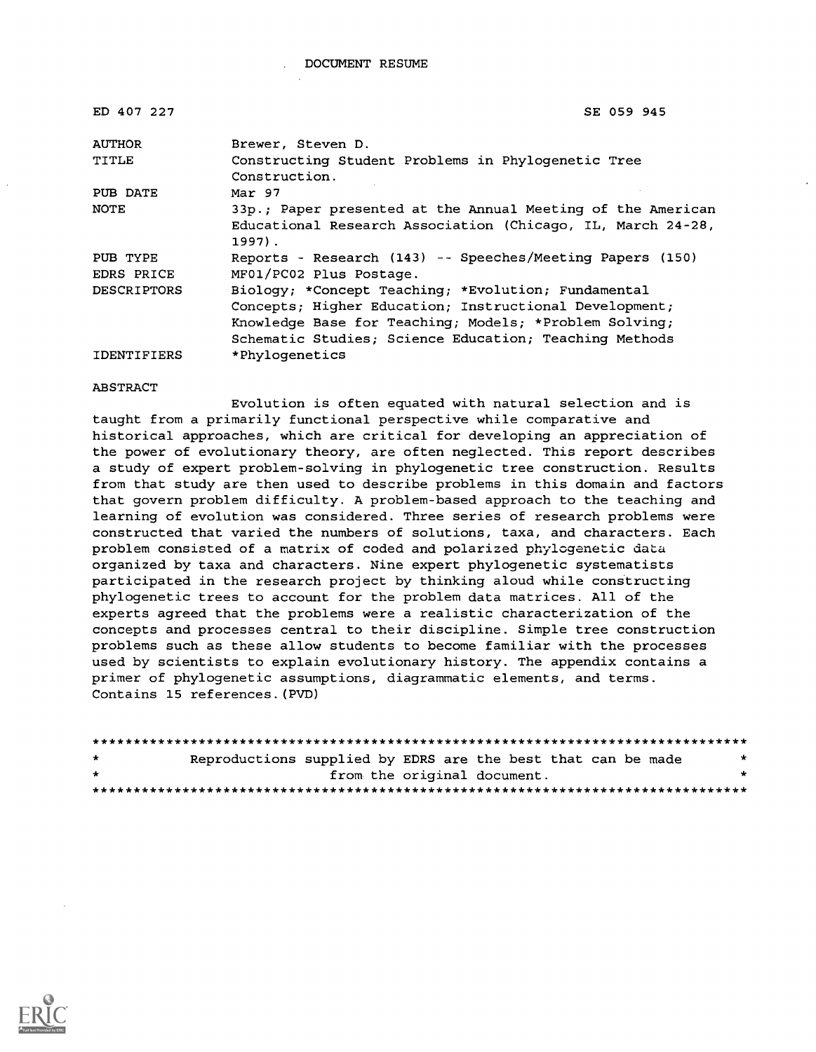DOCUMENT RESUME

| | |
|---|---|
| ED 407 227 | SE 059 945 |
| AUTHOR | Brewer, Steven D. |
| TITLE | Constructing Student Problems in Phylogenetic Tree Construction. |
| PUB DATE | Mar 97 |
| NOTE | 33p.; Paper presented at the Annual Meeting of the American Educational Research Association (Chicago, IL, March 24-28, 1997). |
| PUB TYPE | Reports - Research (143) -- Speeches/Meeting Papers (150) |
| EDRS PRICE | MF01/PC02 Plus Postage. |
| DESCRIPTORS | Biology; *Concept Teaching; *Evolution; Fundamental Concepts; Higher Education; Instructional Development; Knowledge Base for Teaching; Models; *Problem Solving; Schematic Studies; Science Education; Teaching Methods |
| IDENTIFIERS | *Phylogenetics |

ABSTRACT

Evolution is often equated with natural selection and is taught from a primarily functional perspective while comparative and historical approaches, which are critical for developing an appreciation of the power of evolutionary theory, are often neglected. This report describes a study of expert problem-solving in phylogenetic tree construction. Results from that study are then used to describe problems in this domain and factors that govern problem difficulty. A problem-based approach to the teaching and learning of evolution was considered. Three series of research problems were constructed that varied the numbers of solutions, taxa, and characters. Each problem consisted of a matrix of coded and polarized phylogenetic data organized by taxa and characters. Nine expert phylogenetic systematists participated in the research project by thinking aloud while constructing phylogenetic trees to account for the problem data matrices. All of the experts agreed that the problems were a realistic characterization of the concepts and processes central to their discipline. Simple tree construction problems such as these allow students to become familiar with the processes used by scientists to explain evolutionary history. The appendix contains a primer of phylogenetic assumptions, diagrammatic elements, and terms. Contains 15 references. (PVD)

********************************************************************************
* Reproductions supplied by EDRS are the best that can be made *
* from the original document. *
********************************************************************************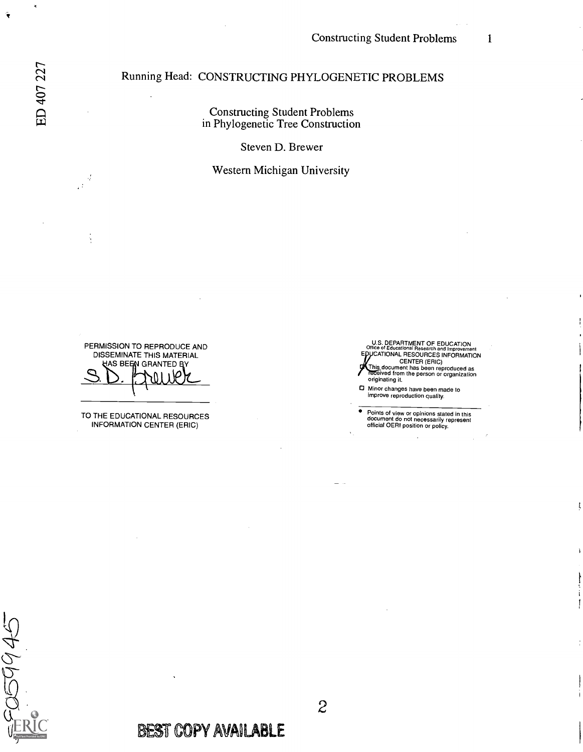Running Head: CONSTRUCTING PHYLOGENETIC PROBLEMS

# Constructing Student Problems in Phylogenetic Tree Construction

Steven D. Brewer

Western Michigan University

PERMISSION TO REPRODUCE AND DISSEMINATE THIS MATERIAL HAS BEEN GRANTED BY

S.D. Brewer

TO THE EDUCATIONAL RESOURCES INFORMATION CENTER (ERIC)

U.S. DEPARTMENT OF EDUCATION
Office of Educational Research and Improvement
EDUCATIONAL RESOURCES INFORMATION CENTER (ERIC)

- [x] This document has been reproduced as received from the person or organization originating it.
- [ ] Minor changes have been made to improve reproduction quality.

- Points of view or opinions stated in this document do not necessarily represent official OERI position or policy.

BEST COPY AVAILABLE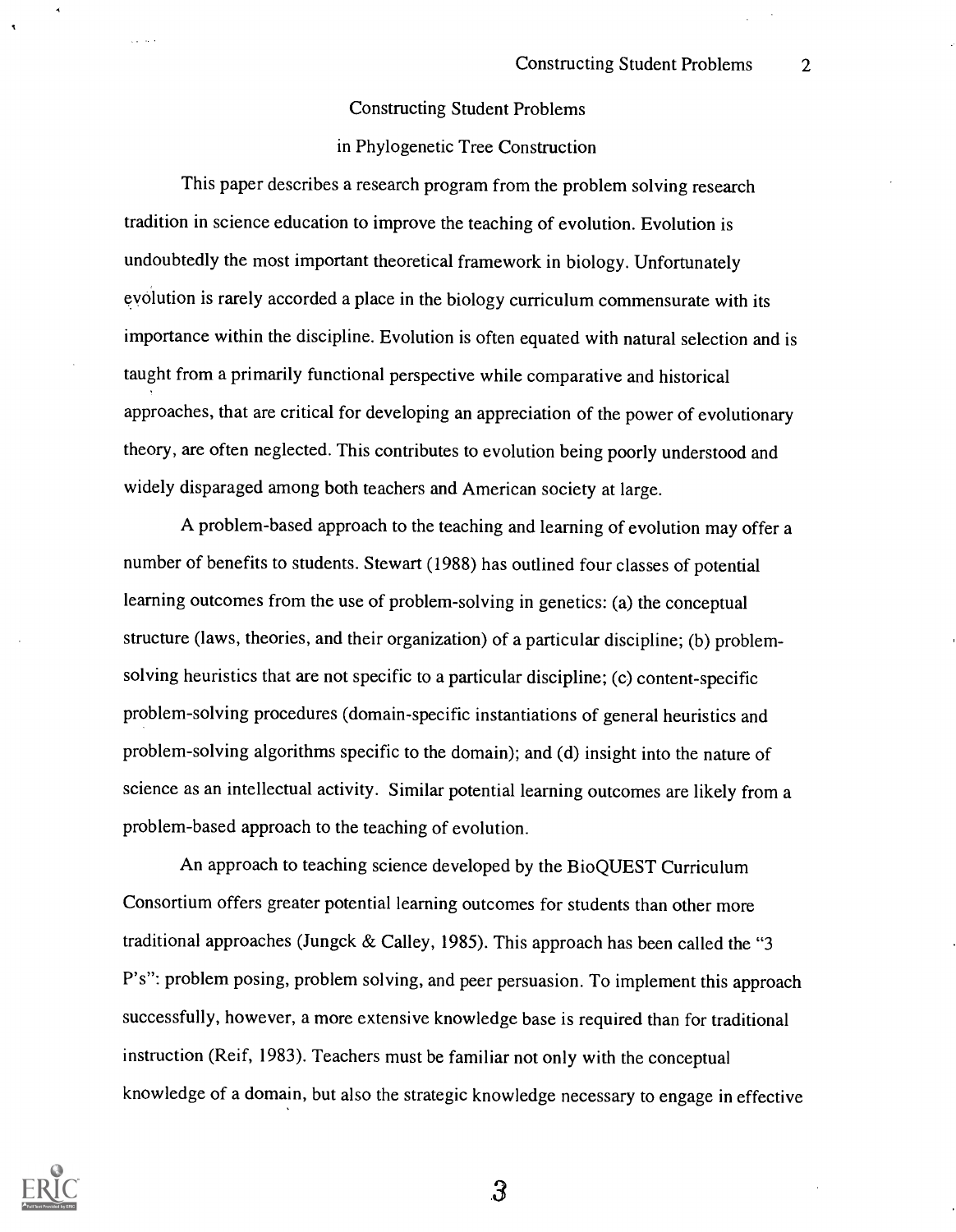# Constructing Student Problems in Phylogenetic Tree Construction

This paper describes a research program from the problem solving research tradition in science education to improve the teaching of evolution. Evolution is undoubtedly the most important theoretical framework in biology. Unfortunately evolution is rarely accorded a place in the biology curriculum commensurate with its importance within the discipline. Evolution is often equated with natural selection and is taught from a primarily functional perspective while comparative and historical approaches, that are critical for developing an appreciation of the power of evolutionary theory, are often neglected. This contributes to evolution being poorly understood and widely disparaged among both teachers and American society at large.

A problem-based approach to the teaching and learning of evolution may offer a number of benefits to students. Stewart (1988) has outlined four classes of potential learning outcomes from the use of problem-solving in genetics: (a) the conceptual structure (laws, theories, and their organization) of a particular discipline; (b) problem-solving heuristics that are not specific to a particular discipline; (c) content-specific problem-solving procedures (domain-specific instantiations of general heuristics and problem-solving algorithms specific to the domain); and (d) insight into the nature of science as an intellectual activity. Similar potential learning outcomes are likely from a problem-based approach to the teaching of evolution.

An approach to teaching science developed by the BioQUEST Curriculum Consortium offers greater potential learning outcomes for students than other more traditional approaches (Jungck & Calley, 1985). This approach has been called the "3 P's": problem posing, problem solving, and peer persuasion. To implement this approach successfully, however, a more extensive knowledge base is required than for traditional instruction (Reif, 1983). Teachers must be familiar not only with the conceptual knowledge of a domain, but also the strategic knowledge necessary to engage in effective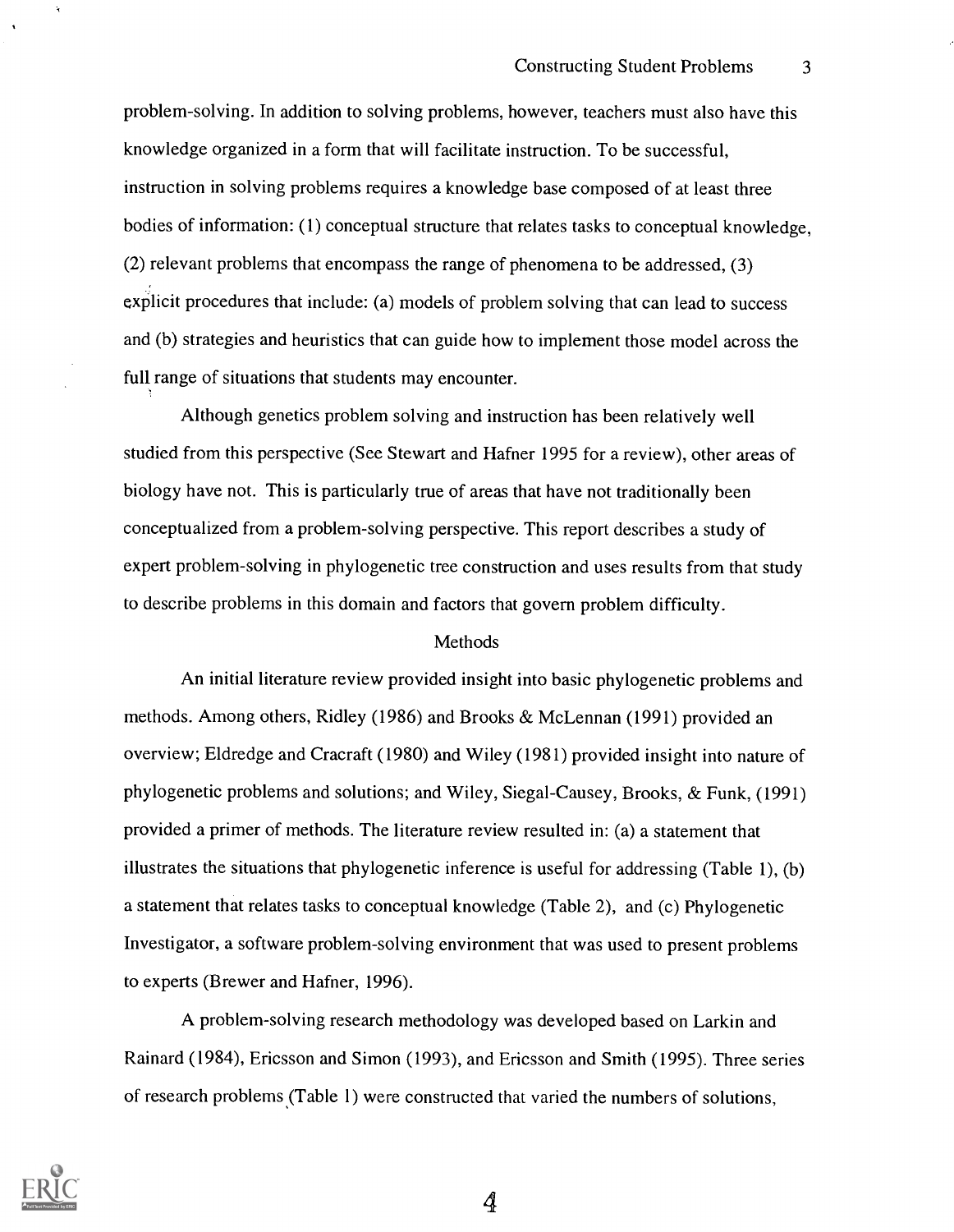problem-solving. In addition to solving problems, however, teachers must also have this knowledge organized in a form that will facilitate instruction. To be successful, instruction in solving problems requires a knowledge base composed of at least three bodies of information: (1) conceptual structure that relates tasks to conceptual knowledge, (2) relevant problems that encompass the range of phenomena to be addressed, (3) explicit procedures that include: (a) models of problem solving that can lead to success and (b) strategies and heuristics that can guide how to implement those model across the full range of situations that students may encounter.

Although genetics problem solving and instruction has been relatively well studied from this perspective (See Stewart and Hafner 1995 for a review), other areas of biology have not. This is particularly true of areas that have not traditionally been conceptualized from a problem-solving perspective. This report describes a study of expert problem-solving in phylogenetic tree construction and uses results from that study to describe problems in this domain and factors that govern problem difficulty.

## Methods

An initial literature review provided insight into basic phylogenetic problems and methods. Among others, Ridley (1986) and Brooks & McLennan (1991) provided an overview; Eldredge and Cracraft (1980) and Wiley (1981) provided insight into nature of phylogenetic problems and solutions; and Wiley, Siegal-Causey, Brooks, & Funk, (1991) provided a primer of methods. The literature review resulted in: (a) a statement that illustrates the situations that phylogenetic inference is useful for addressing (Table 1), (b) a statement that relates tasks to conceptual knowledge (Table 2), and (c) Phylogenetic Investigator, a software problem-solving environment that was used to present problems to experts (Brewer and Hafner, 1996).

A problem-solving research methodology was developed based on Larkin and Rainard (1984), Ericsson and Simon (1993), and Ericsson and Smith (1995). Three series of research problems (Table 1) were constructed that varied the numbers of solutions,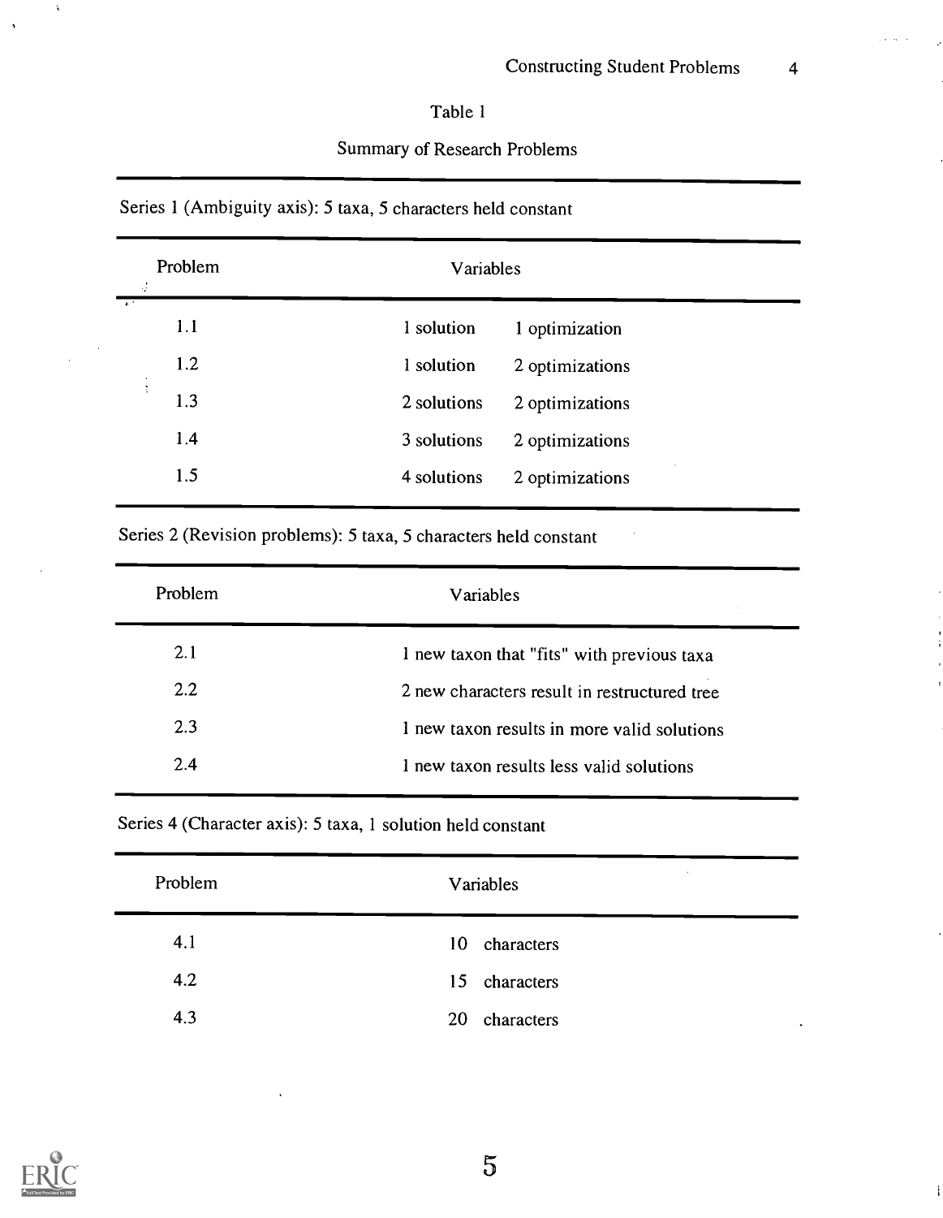Table 1

Summary of Research Problems

Series 1 (Ambiguity axis): 5 taxa, 5 characters held constant

| Problem | Variables | |
|---|---|---|
| 1.1 | 1 solution | 1 optimization |
| 1.2 | 1 solution | 2 optimizations |
| 1.3 | 2 solutions | 2 optimizations |
| 1.4 | 3 solutions | 2 optimizations |
| 1.5 | 4 solutions | 2 optimizations |

Series 2 (Revision problems): 5 taxa, 5 characters held constant

| Problem | Variables |
|---|---|
| 2.1 | 1 new taxon that "fits" with previous taxa |
| 2.2 | 2 new characters result in restructured tree |
| 2.3 | 1 new taxon results in more valid solutions |
| 2.4 | 1 new taxon results less valid solutions |

Series 4 (Character axis): 5 taxa, 1 solution held constant

| Problem | Variables |
|---|---|
| 4.1 | 10 characters |
| 4.2 | 15 characters |
| 4.3 | 20 characters |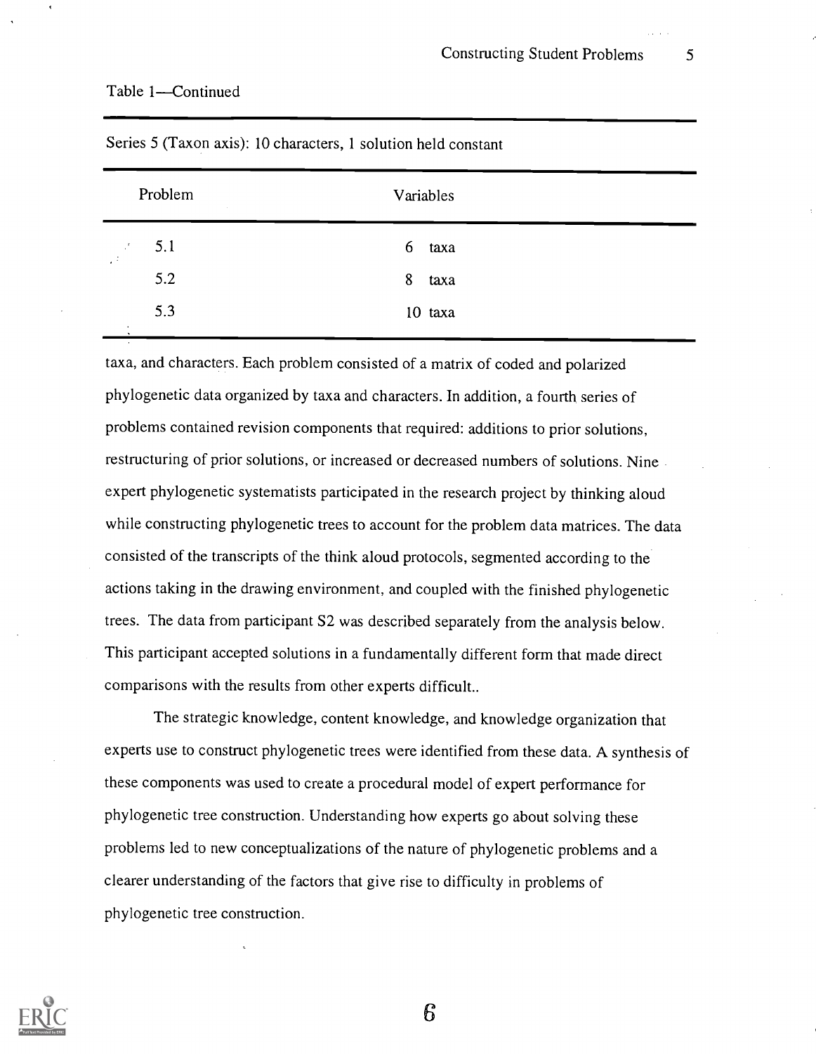Table 1—Continued

| Series 5 (Taxon axis): 10 characters, 1 solution held constant | |
|---|---|
| Problem | Variables |
| 5.1 | 6 taxa |
| 5.2 | 8 taxa |
| 5.3 | 10 taxa |

taxa, and characters. Each problem consisted of a matrix of coded and polarized phylogenetic data organized by taxa and characters. In addition, a fourth series of problems contained revision components that required: additions to prior solutions, restructuring of prior solutions, or increased or decreased numbers of solutions. Nine expert phylogenetic systematists participated in the research project by thinking aloud while constructing phylogenetic trees to account for the problem data matrices. The data consisted of the transcripts of the think aloud protocols, segmented according to the actions taking in the drawing environment, and coupled with the finished phylogenetic trees. The data from participant S2 was described separately from the analysis below. This participant accepted solutions in a fundamentally different form that made direct comparisons with the results from other experts difficult..

The strategic knowledge, content knowledge, and knowledge organization that experts use to construct phylogenetic trees were identified from these data. A synthesis of these components was used to create a procedural model of expert performance for phylogenetic tree construction. Understanding how experts go about solving these problems led to new conceptualizations of the nature of phylogenetic problems and a clearer understanding of the factors that give rise to difficulty in problems of phylogenetic tree construction.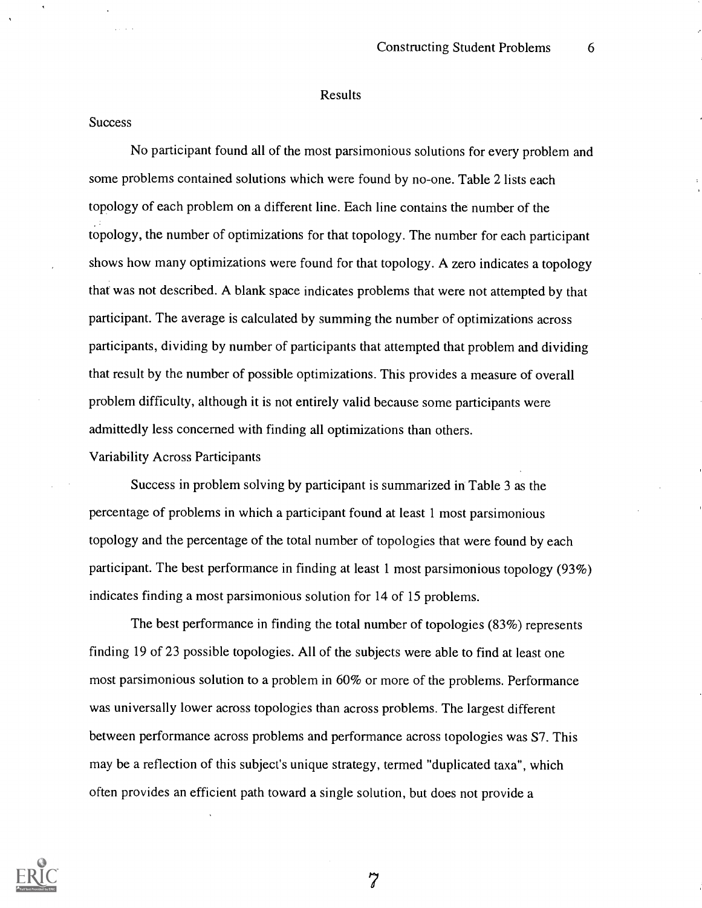## Results

### Success

No participant found all of the most parsimonious solutions for every problem and some problems contained solutions which were found by no-one. Table 2 lists each topology of each problem on a different line. Each line contains the number of the topology, the number of optimizations for that topology. The number for each participant shows how many optimizations were found for that topology. A zero indicates a topology that was not described. A blank space indicates problems that were not attempted by that participant. The average is calculated by summing the number of optimizations across participants, dividing by number of participants that attempted that problem and dividing that result by the number of possible optimizations. This provides a measure of overall problem difficulty, although it is not entirely valid because some participants were admittedly less concerned with finding all optimizations than others.

### Variability Across Participants

Success in problem solving by participant is summarized in Table 3 as the percentage of problems in which a participant found at least 1 most parsimonious topology and the percentage of the total number of topologies that were found by each participant. The best performance in finding at least 1 most parsimonious topology (93%) indicates finding a most parsimonious solution for 14 of 15 problems.

The best performance in finding the total number of topologies (83%) represents finding 19 of 23 possible topologies. All of the subjects were able to find at least one most parsimonious solution to a problem in 60% or more of the problems. Performance was universally lower across topologies than across problems. The largest different between performance across problems and performance across topologies was S7. This may be a reflection of this subject's unique strategy, termed "duplicated taxa", which often provides an efficient path toward a single solution, but does not provide a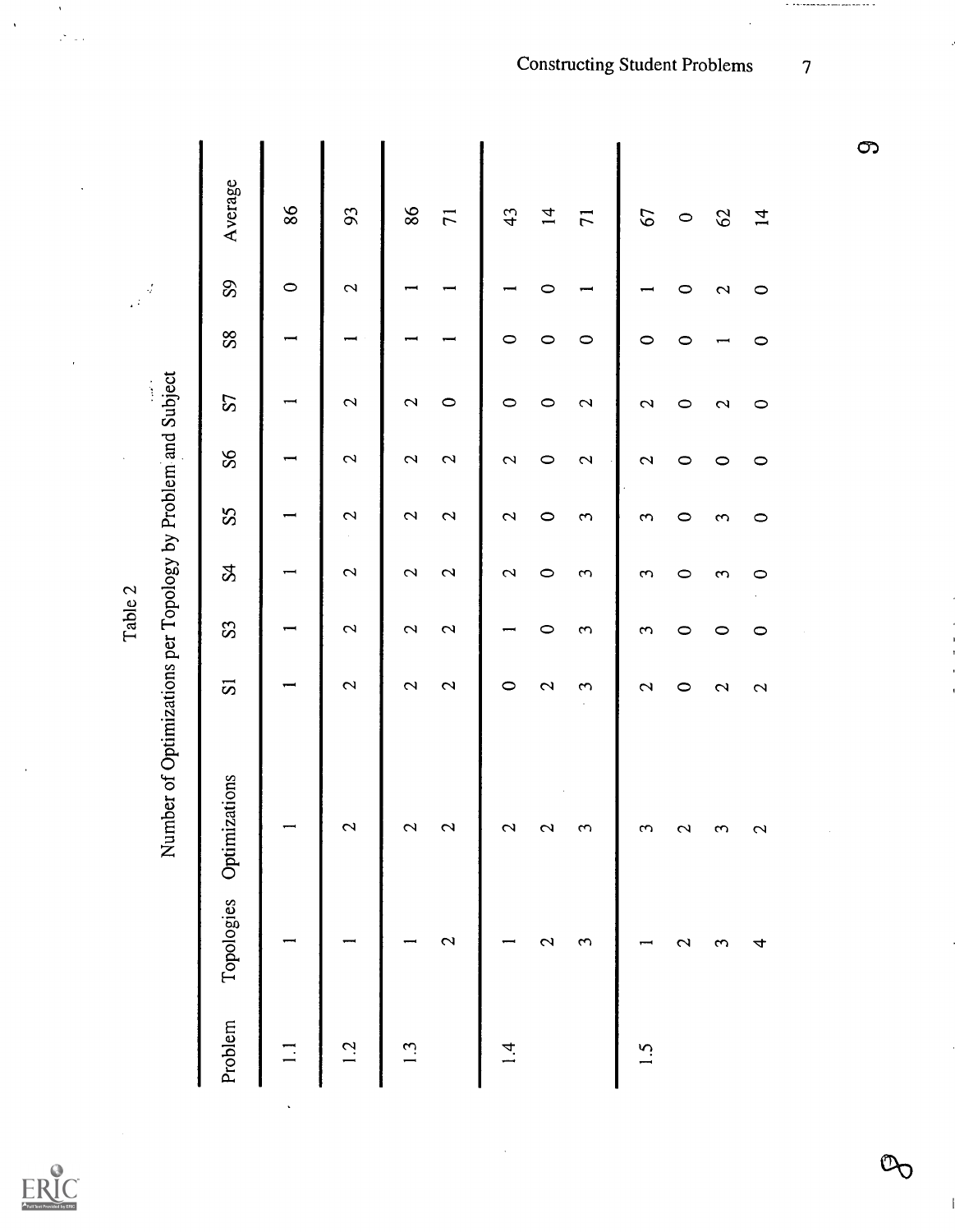Table 2

Number of Optimizations per Topology by Problem and Subject

| Problem | Topologies | Optimizations | S1 | S3 | S4 | S5 | S6 | S7 | S8 | S9 | Average |
|---|---|---|---|---|---|---|---|---|---|---|---|
| 1.1 | 1 | 1 | 1 | 1 | 1 | 1 | 1 | 1 | 1 | 0 | 86 |
| 1.2 | 1 | 2 | 2 | 2 | 2 | 2 | 2 | 2 | 1 | 2 | 93 |
| 1.3 | 1 | 2 | 2 | 2 | 2 | 2 | 2 | 2 | 1 | 1 | 86 |
| | 2 | 2 | 2 | 2 | 2 | 2 | 2 | 0 | 1 | 1 | 71 |
| 1.4 | 1 | 2 | 0 | 1 | 2 | 2 | 2 | 0 | 0 | 1 | 43 |
| | 2 | 2 | 2 | 0 | 0 | 0 | 0 | 0 | 0 | 0 | 14 |
| | 3 | 3 | 3 | 3 | 3 | 3 | 2 | 2 | 0 | 1 | 71 |
| 1.5 | 1 | 3 | 2 | 3 | 3 | 3 | 2 | 2 | 0 | 1 | 67 |
| | 2 | 2 | 0 | 0 | 0 | 0 | 0 | 0 | 0 | 0 | 0 |
| | 3 | 3 | 2 | 0 | 3 | 3 | 0 | 2 | 1 | 2 | 62 |
| | 4 | 2 | 2 | 0 | 0 | 0 | 0 | 0 | 0 | 0 | 14 |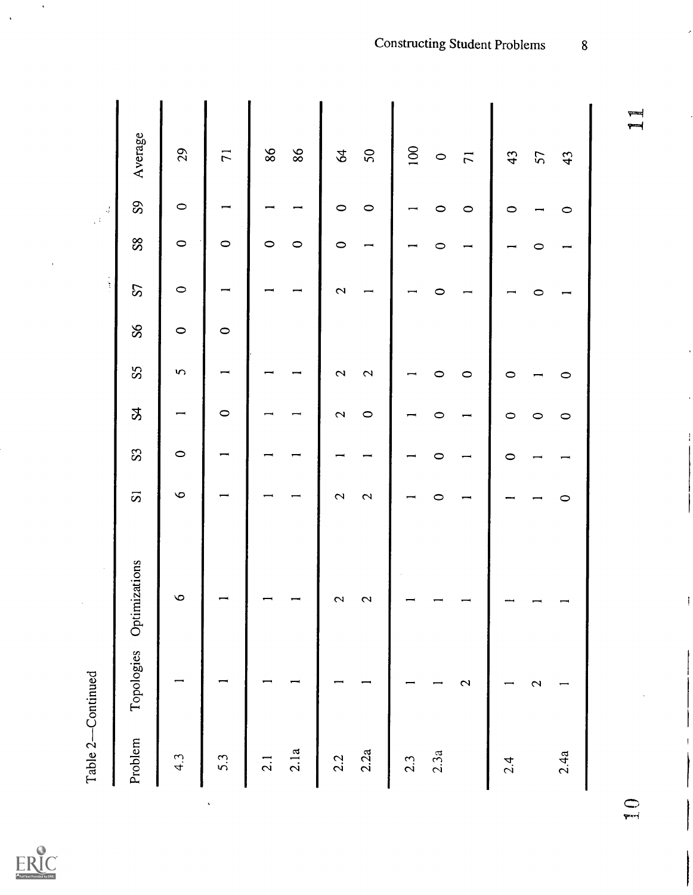Table 2—Continued

| Problem | Topologies | Optimizations | S1 | S3 | S4 | S5 | S6 | S7 | S8 | S9 | Average |
|---|---|---|---|---|---|---|---|---|---|---|---|
| 4.3 | 1 | 6 | 6 | 0 | 1 | 5 | 0 | 0 | 0 | 0 | 29 |
| 5.3 | 1 | 1 | 1 | 1 | 0 | 1 | 0 | 1 | 0 | 1 | 71 |
| 2.1 | 1 | 1 | 1 | 1 | 1 | 1 | | 1 | 0 | 1 | 86 |
| 2.1a | 1 | 1 | 1 | 1 | 1 | 1 | | 1 | 0 | 1 | 86 |
| 2.2 | 1 | 2 | 2 | 1 | 2 | 2 | | 2 | 0 | 0 | 64 |
| 2.2a | 1 | 2 | 2 | 1 | 0 | 2 | | 1 | 1 | 0 | 50 |
| 2.3 | 1 | 1 | 1 | 1 | 1 | 1 | | 1 | 1 | 1 | 100 |
| 2.3a | 1 | 1 | 0 | 0 | 0 | 0 | | 0 | 0 | 0 | 0 |
| | 2 | 1 | 1 | 1 | 1 | 0 | | 1 | 1 | 0 | 71 |
| 2.4 | 1 | 1 | 1 | 0 | 0 | 0 | | 1 | 1 | 0 | 43 |
| | 2 | 1 | 1 | 1 | 0 | 1 | | 0 | 0 | 1 | 57 |
| 2.4a | 1 | 1 | 0 | 1 | 0 | 0 | | 1 | 1 | 0 | 43 |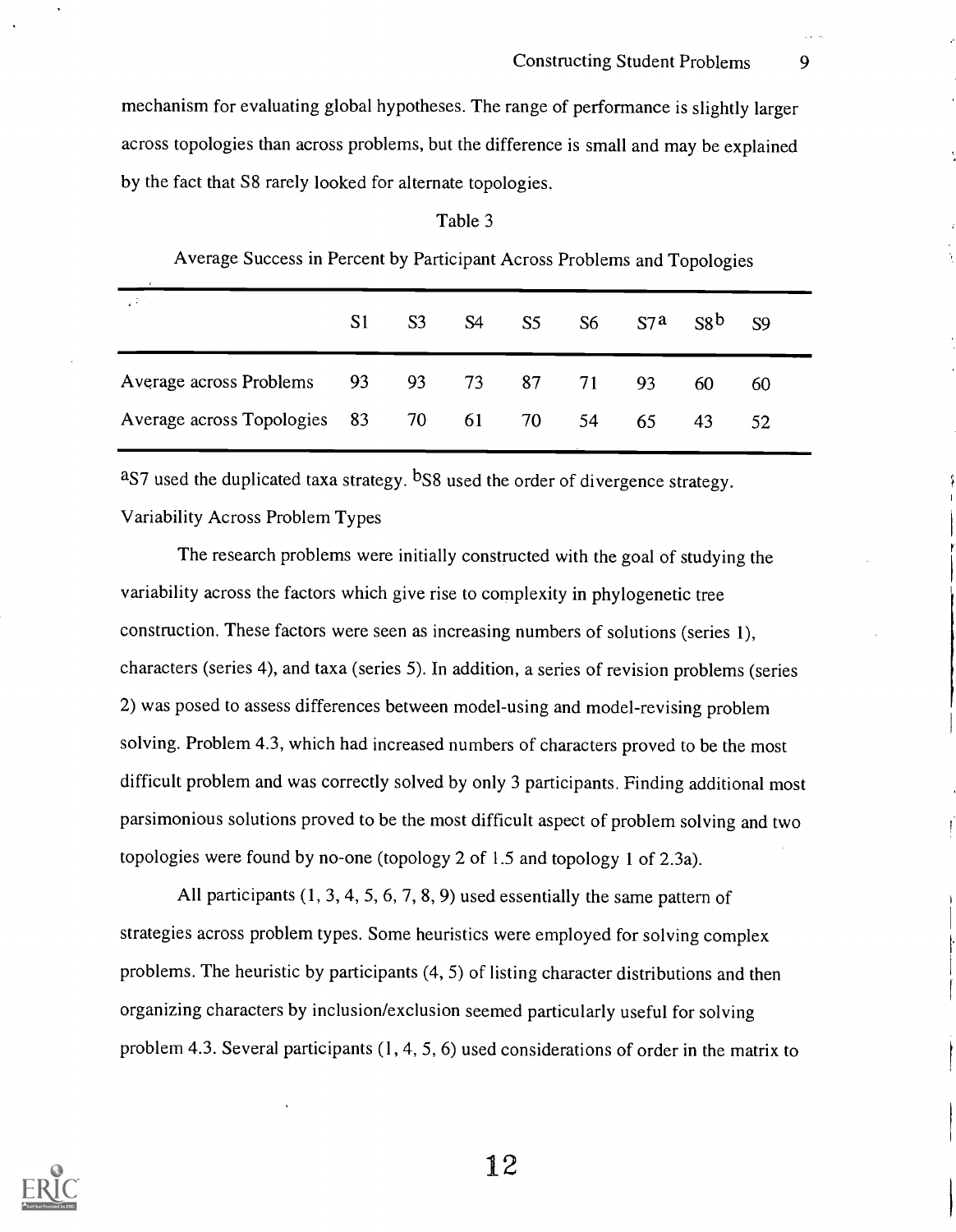mechanism for evaluating global hypotheses. The range of performance is slightly larger across topologies than across problems, but the difference is small and may be explained by the fact that S8 rarely looked for alternate topologies.

Table 3

Average Success in Percent by Participant Across Problems and Topologies

| | S1 | S3 | S4 | S5 | S6 | S7[a] | S8[b] | S9 |
|---|---|---|---|---|---|---|---|---|
| Average across Problems | 93 | 93 | 73 | 87 | 71 | 93 | 60 | 60 |
| Average across Topologies | 83 | 70 | 61 | 70 | 54 | 65 | 43 | 52 |

[a]S7 used the duplicated taxa strategy. [b]S8 used the order of divergence strategy.

Variability Across Problem Types

The research problems were initially constructed with the goal of studying the variability across the factors which give rise to complexity in phylogenetic tree construction. These factors were seen as increasing numbers of solutions (series 1), characters (series 4), and taxa (series 5). In addition, a series of revision problems (series 2) was posed to assess differences between model-using and model-revising problem solving. Problem 4.3, which had increased numbers of characters proved to be the most difficult problem and was correctly solved by only 3 participants. Finding additional most parsimonious solutions proved to be the most difficult aspect of problem solving and two topologies were found by no-one (topology 2 of 1.5 and topology 1 of 2.3a).

All participants (1, 3, 4, 5, 6, 7, 8, 9) used essentially the same pattern of strategies across problem types. Some heuristics were employed for solving complex problems. The heuristic by participants (4, 5) of listing character distributions and then organizing characters by inclusion/exclusion seemed particularly useful for solving problem 4.3. Several participants (1, 4, 5, 6) used considerations of order in the matrix to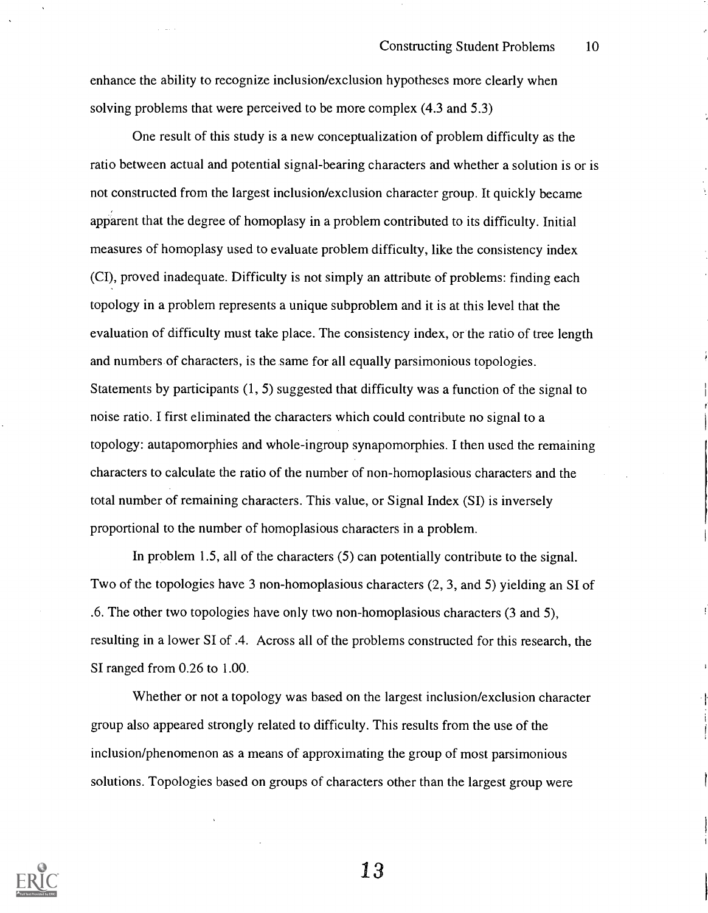enhance the ability to recognize inclusion/exclusion hypotheses more clearly when solving problems that were perceived to be more complex (4.3 and 5.3)

One result of this study is a new conceptualization of problem difficulty as the ratio between actual and potential signal-bearing characters and whether a solution is or is not constructed from the largest inclusion/exclusion character group. It quickly became apparent that the degree of homoplasy in a problem contributed to its difficulty. Initial measures of homoplasy used to evaluate problem difficulty, like the consistency index (CI), proved inadequate. Difficulty is not simply an attribute of problems: finding each topology in a problem represents a unique subproblem and it is at this level that the evaluation of difficulty must take place. The consistency index, or the ratio of tree length and numbers of characters, is the same for all equally parsimonious topologies. Statements by participants (1, 5) suggested that difficulty was a function of the signal to noise ratio. I first eliminated the characters which could contribute no signal to a topology: autapomorphies and whole-ingroup synapomorphies. I then used the remaining characters to calculate the ratio of the number of non-homoplasious characters and the total number of remaining characters. This value, or Signal Index (SI) is inversely proportional to the number of homoplasious characters in a problem.

In problem 1.5, all of the characters (5) can potentially contribute to the signal. Two of the topologies have 3 non-homoplasious characters (2, 3, and 5) yielding an SI of .6. The other two topologies have only two non-homoplasious characters (3 and 5), resulting in a lower SI of .4. Across all of the problems constructed for this research, the SI ranged from 0.26 to 1.00.

Whether or not a topology was based on the largest inclusion/exclusion character group also appeared strongly related to difficulty. This results from the use of the inclusion/phenomenon as a means of approximating the group of most parsimonious solutions. Topologies based on groups of characters other than the largest group were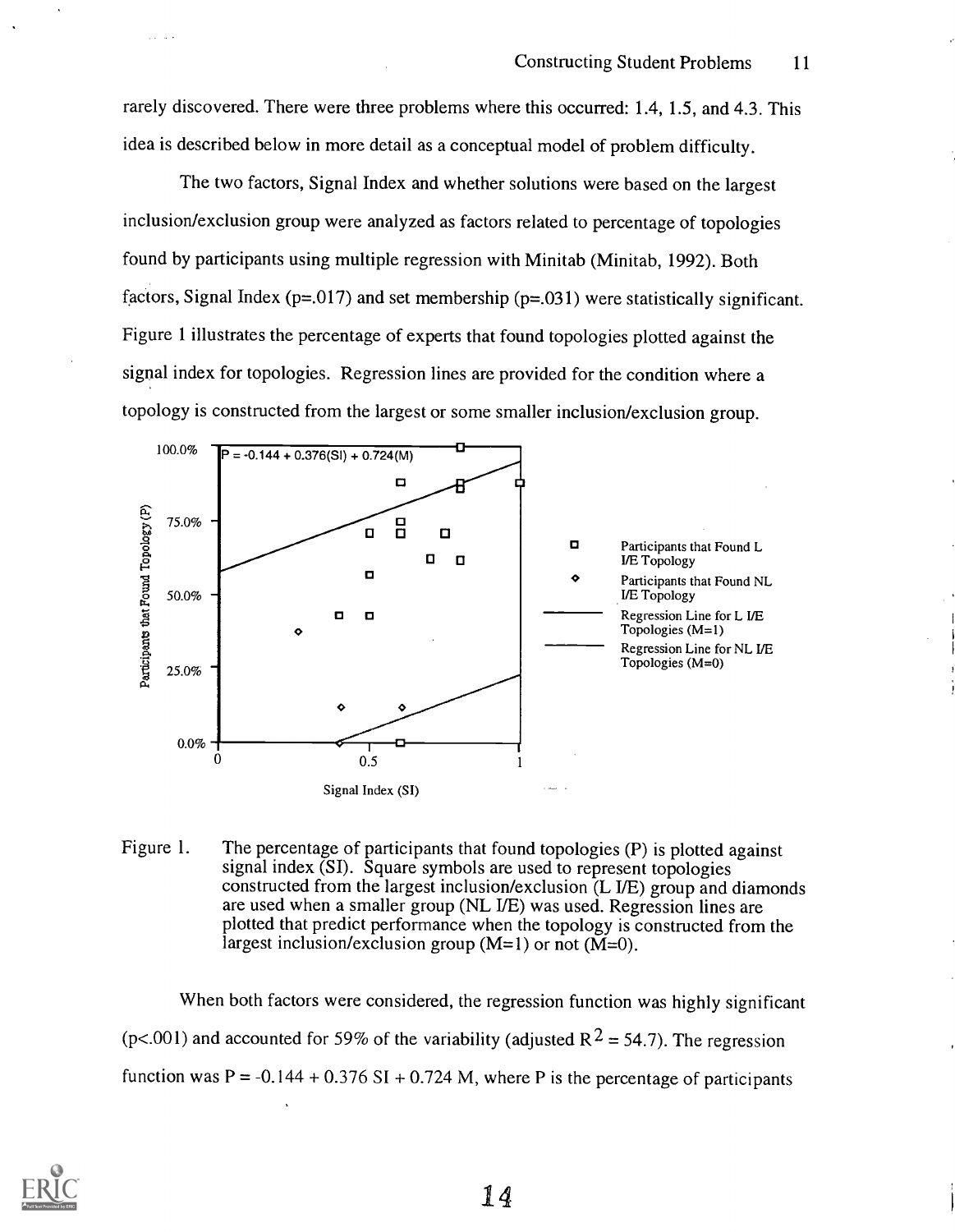rarely discovered. There were three problems where this occurred: 1.4, 1.5, and 4.3. This idea is described below in more detail as a conceptual model of problem difficulty.

The two factors, Signal Index and whether solutions were based on the largest inclusion/exclusion group were analyzed as factors related to percentage of topologies found by participants using multiple regression with Minitab (Minitab, 1992). Both factors, Signal Index ($p=.017$) and set membership ($p=.031$) were statistically significant. Figure 1 illustrates the percentage of experts that found topologies plotted against the signal index for topologies. Regression lines are provided for the condition where a topology is constructed from the largest or some smaller inclusion/exclusion group.

Figure 1. The percentage of participants that found topologies (P) is plotted against signal index (SI). Square symbols are used to represent topologies constructed from the largest inclusion/exclusion (L I/E) group and diamonds are used when a smaller group (NL I/E) was used. Regression lines are plotted that predict performance when the topology is constructed from the largest inclusion/exclusion group (M=1) or not (M=0).

When both factors were considered, the regression function was highly significant ($p<.001$) and accounted for 59% of the variability (adjusted $R^2 = 54.7$). The regression function was $P = -0.144 + 0.376\ SI + 0.724\ M$, where P is the percentage of participants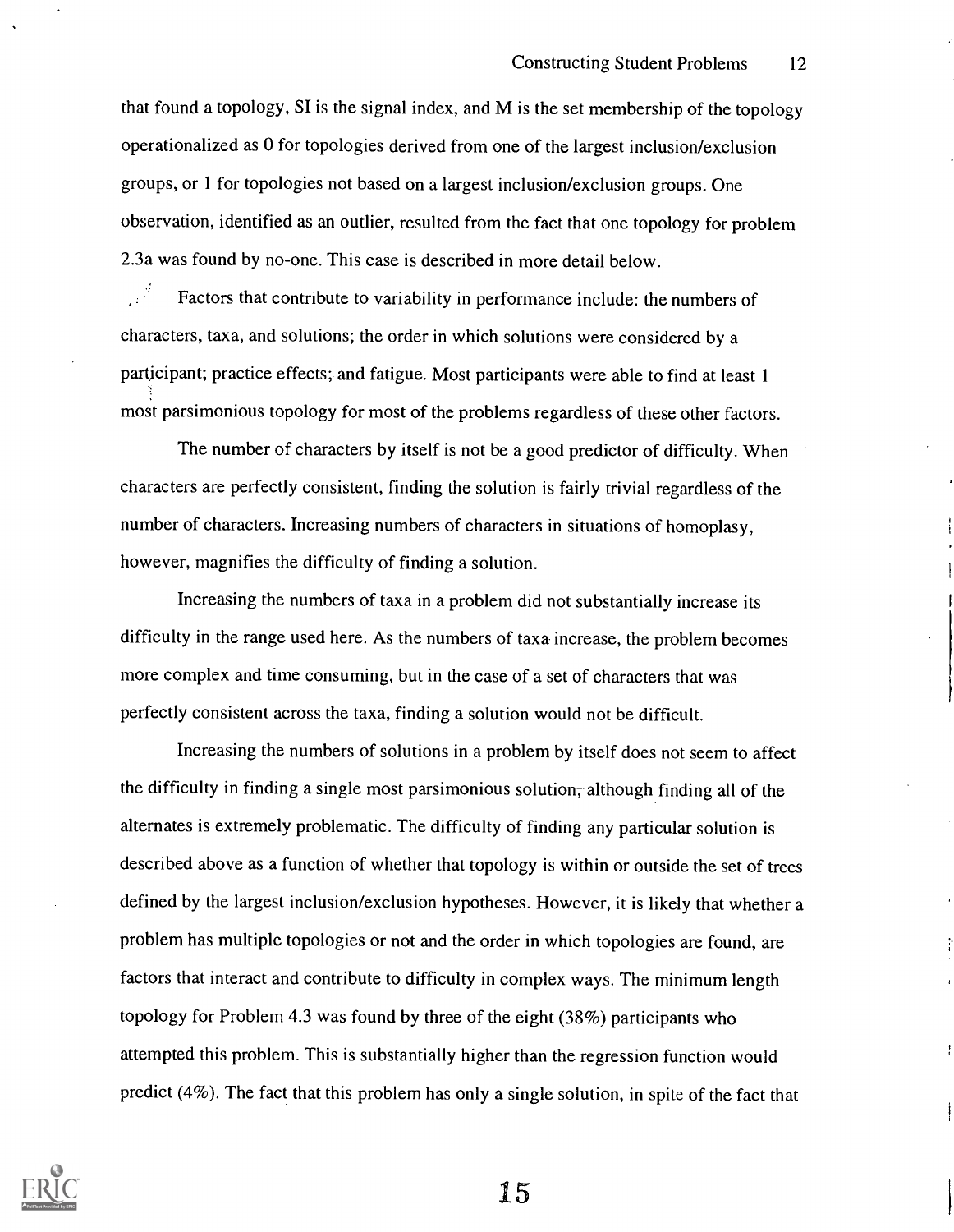that found a topology, SI is the signal index, and M is the set membership of the topology operationalized as 0 for topologies derived from one of the largest inclusion/exclusion groups, or 1 for topologies not based on a largest inclusion/exclusion groups. One observation, identified as an outlier, resulted from the fact that one topology for problem 2.3a was found by no-one. This case is described in more detail below.

Factors that contribute to variability in performance include: the numbers of characters, taxa, and solutions; the order in which solutions were considered by a participant; practice effects; and fatigue. Most participants were able to find at least 1 most parsimonious topology for most of the problems regardless of these other factors.

The number of characters by itself is not be a good predictor of difficulty. When characters are perfectly consistent, finding the solution is fairly trivial regardless of the number of characters. Increasing numbers of characters in situations of homoplasy, however, magnifies the difficulty of finding a solution.

Increasing the numbers of taxa in a problem did not substantially increase its difficulty in the range used here. As the numbers of taxa increase, the problem becomes more complex and time consuming, but in the case of a set of characters that was perfectly consistent across the taxa, finding a solution would not be difficult.

Increasing the numbers of solutions in a problem by itself does not seem to affect the difficulty in finding a single most parsimonious solution, although finding all of the alternates is extremely problematic. The difficulty of finding any particular solution is described above as a function of whether that topology is within or outside the set of trees defined by the largest inclusion/exclusion hypotheses. However, it is likely that whether a problem has multiple topologies or not and the order in which topologies are found, are factors that interact and contribute to difficulty in complex ways. The minimum length topology for Problem 4.3 was found by three of the eight (38%) participants who attempted this problem. This is substantially higher than the regression function would predict (4%). The fact that this problem has only a single solution, in spite of the fact that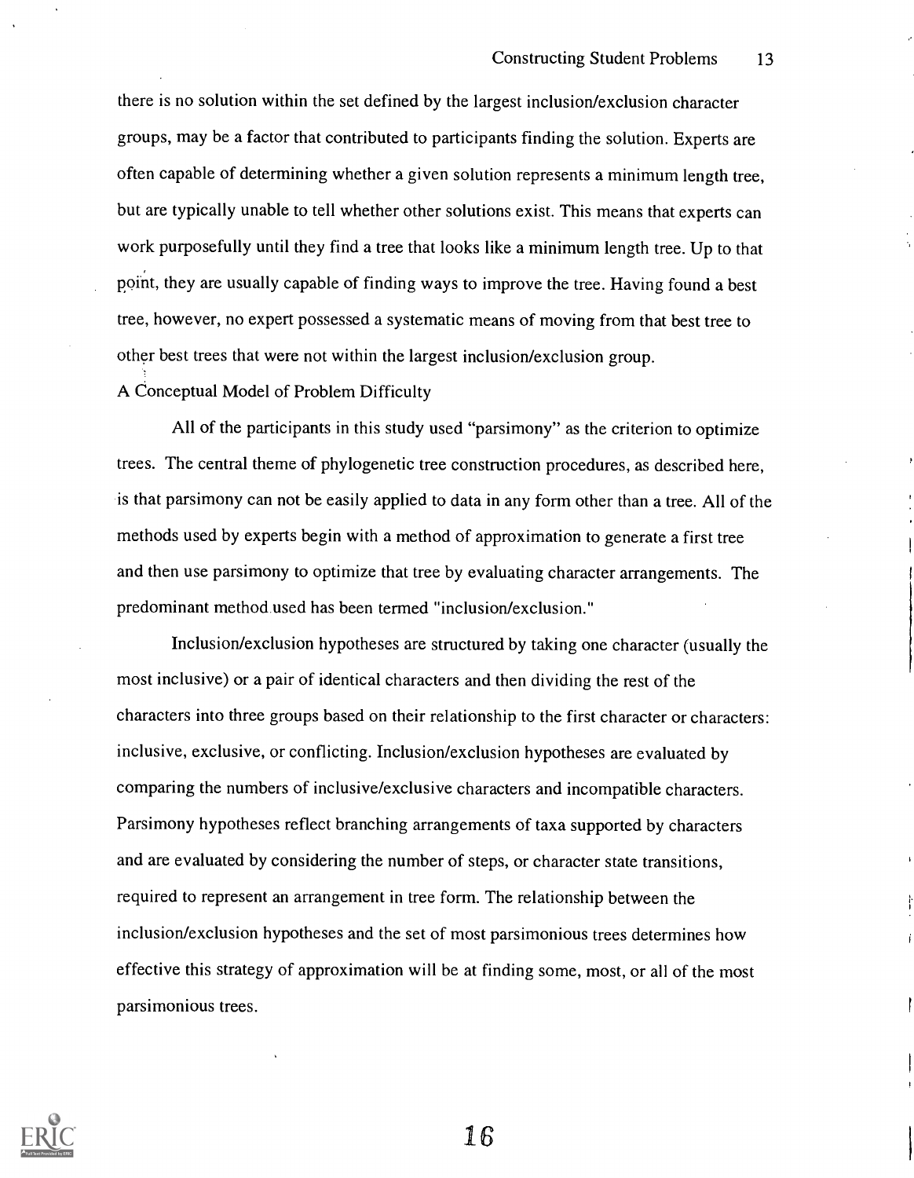there is no solution within the set defined by the largest inclusion/exclusion character groups, may be a factor that contributed to participants finding the solution. Experts are often capable of determining whether a given solution represents a minimum length tree, but are typically unable to tell whether other solutions exist. This means that experts can work purposefully until they find a tree that looks like a minimum length tree. Up to that point, they are usually capable of finding ways to improve the tree. Having found a best tree, however, no expert possessed a systematic means of moving from that best tree to other best trees that were not within the largest inclusion/exclusion group.

## A Conceptual Model of Problem Difficulty

All of the participants in this study used "parsimony" as the criterion to optimize trees. The central theme of phylogenetic tree construction procedures, as described here, is that parsimony can not be easily applied to data in any form other than a tree. All of the methods used by experts begin with a method of approximation to generate a first tree and then use parsimony to optimize that tree by evaluating character arrangements. The predominant method used has been termed "inclusion/exclusion."

Inclusion/exclusion hypotheses are structured by taking one character (usually the most inclusive) or a pair of identical characters and then dividing the rest of the characters into three groups based on their relationship to the first character or characters: inclusive, exclusive, or conflicting. Inclusion/exclusion hypotheses are evaluated by comparing the numbers of inclusive/exclusive characters and incompatible characters. Parsimony hypotheses reflect branching arrangements of taxa supported by characters and are evaluated by considering the number of steps, or character state transitions, required to represent an arrangement in tree form. The relationship between the inclusion/exclusion hypotheses and the set of most parsimonious trees determines how effective this strategy of approximation will be at finding some, most, or all of the most parsimonious trees.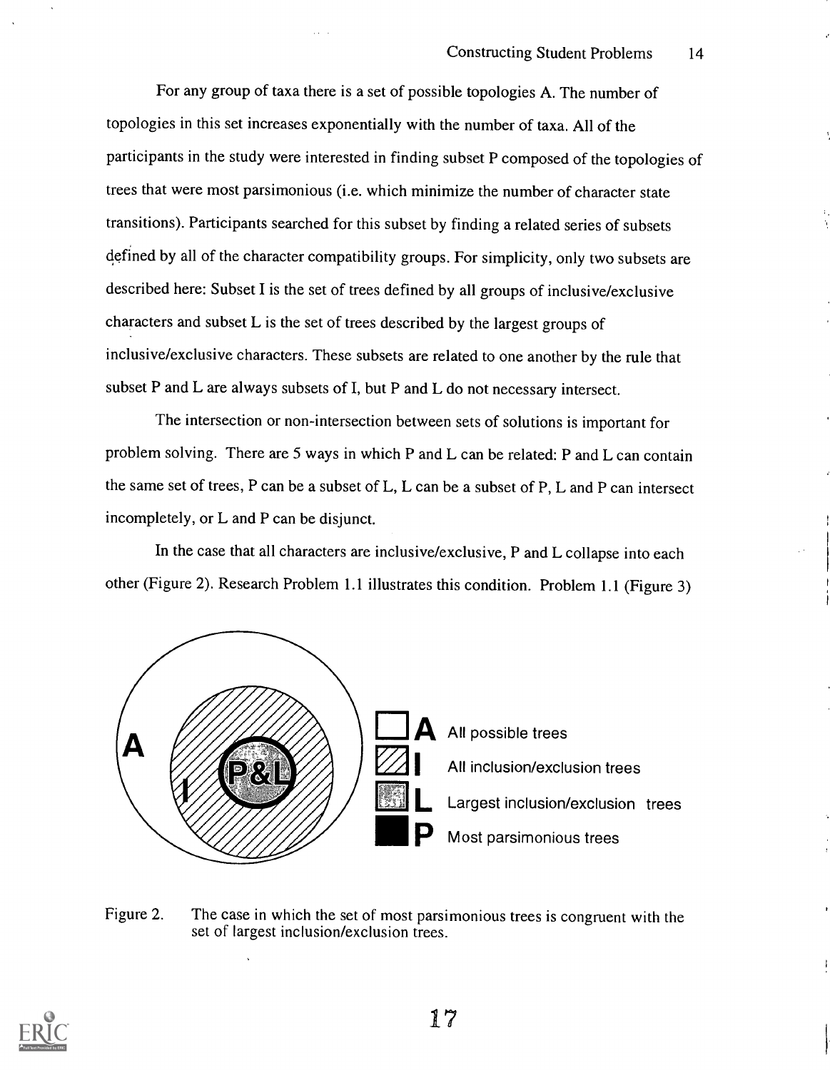For any group of taxa there is a set of possible topologies A. The number of topologies in this set increases exponentially with the number of taxa. All of the participants in the study were interested in finding subset P composed of the topologies of trees that were most parsimonious (i.e. which minimize the number of character state transitions). Participants searched for this subset by finding a related series of subsets defined by all of the character compatibility groups. For simplicity, only two subsets are described here: Subset I is the set of trees defined by all groups of inclusive/exclusive characters and subset L is the set of trees described by the largest groups of inclusive/exclusive characters. These subsets are related to one another by the rule that subset P and L are always subsets of I, but P and L do not necessary intersect.

The intersection or non-intersection between sets of solutions is important for problem solving. There are 5 ways in which P and L can be related: P and L can contain the same set of trees, P can be a subset of L, L can be a subset of P, L and P can intersect incompletely, or L and P can be disjunct.

In the case that all characters are inclusive/exclusive, P and L collapse into each other (Figure 2). Research Problem 1.1 illustrates this condition. Problem 1.1 (Figure 3)

A — All possible trees

I — All inclusion/exclusion trees

L — Largest inclusion/exclusion trees

P — Most parsimonious trees

Figure 2. The case in which the set of most parsimonious trees is congruent with the set of largest inclusion/exclusion trees.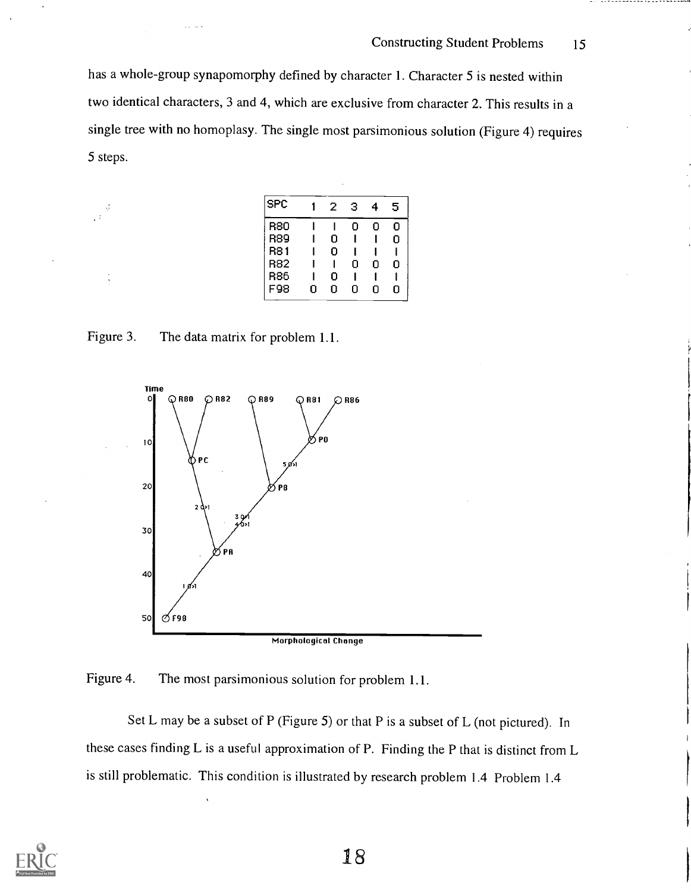has a whole-group synapomorphy defined by character 1. Character 5 is nested within two identical characters, 3 and 4, which are exclusive from character 2. This results in a single tree with no homoplasy. The single most parsimonious solution (Figure 4) requires 5 steps.

| SPC | 1 | 2 | 3 | 4 | 5 |
|---|---|---|---|---|---|
| R80 | 1 | 1 | 0 | 0 | 0 |
| R89 | 1 | 0 | 1 | 1 | 0 |
| R81 | 1 | 0 | 1 | 1 | 1 |
| R82 | 1 | 1 | 0 | 0 | 0 |
| R86 | 1 | 0 | 1 | 1 | 1 |
| F98 | 0 | 0 | 0 | 0 | 0 |

Figure 3. The data matrix for problem 1.1.

Figure 4. The most parsimonious solution for problem 1.1.

Set L may be a subset of P (Figure 5) or that P is a subset of L (not pictured). In these cases finding L is a useful approximation of P. Finding the P that is distinct from L is still problematic. This condition is illustrated by research problem 1.4 Problem 1.4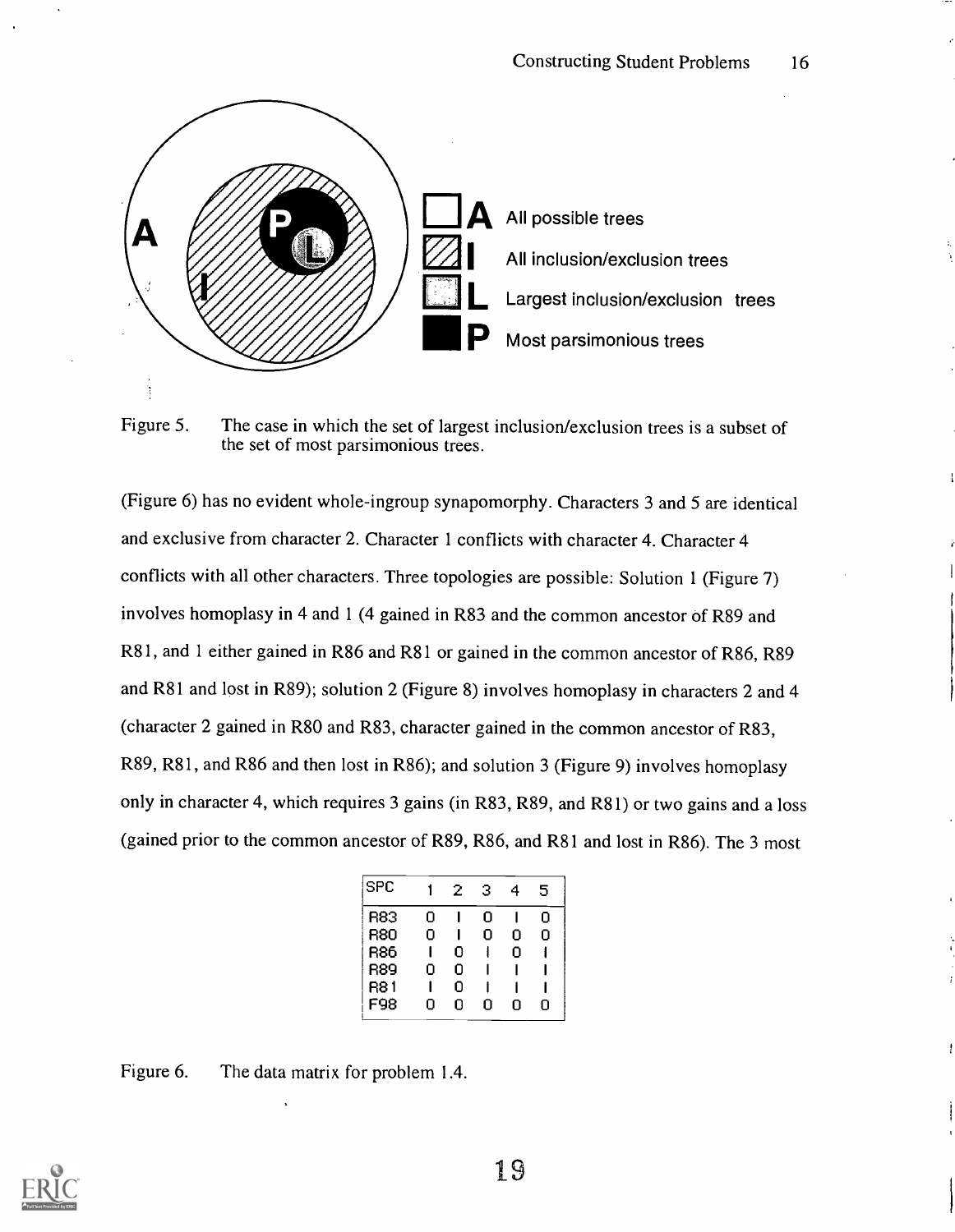Figure 5. The case in which the set of largest inclusion/exclusion trees is a subset of the set of most parsimonious trees.

(Figure 6) has no evident whole-ingroup synapomorphy. Characters 3 and 5 are identical and exclusive from character 2. Character 1 conflicts with character 4. Character 4 conflicts with all other characters. Three topologies are possible: Solution 1 (Figure 7) involves homoplasy in 4 and 1 (4 gained in R83 and the common ancestor of R89 and R81, and 1 either gained in R86 and R81 or gained in the common ancestor of R86, R89 and R81 and lost in R89); solution 2 (Figure 8) involves homoplasy in characters 2 and 4 (character 2 gained in R80 and R83, character gained in the common ancestor of R83, R89, R81, and R86 and then lost in R86); and solution 3 (Figure 9) involves homoplasy only in character 4, which requires 3 gains (in R83, R89, and R81) or two gains and a loss (gained prior to the common ancestor of R89, R86, and R81 and lost in R86). The 3 most

| SPC | 1 | 2 | 3 | 4 | 5 |
|---|---|---|---|---|---|
| R83 | 0 | 1 | 0 | 1 | 0 |
| R80 | 0 | 1 | 0 | 0 | 0 |
| R86 | 1 | 0 | 1 | 0 | 1 |
| R89 | 0 | 0 | 1 | 1 | 1 |
| R81 | 1 | 0 | 1 | 1 | 1 |
| F98 | 0 | 0 | 0 | 0 | 0 |

Figure 6. The data matrix for problem 1.4.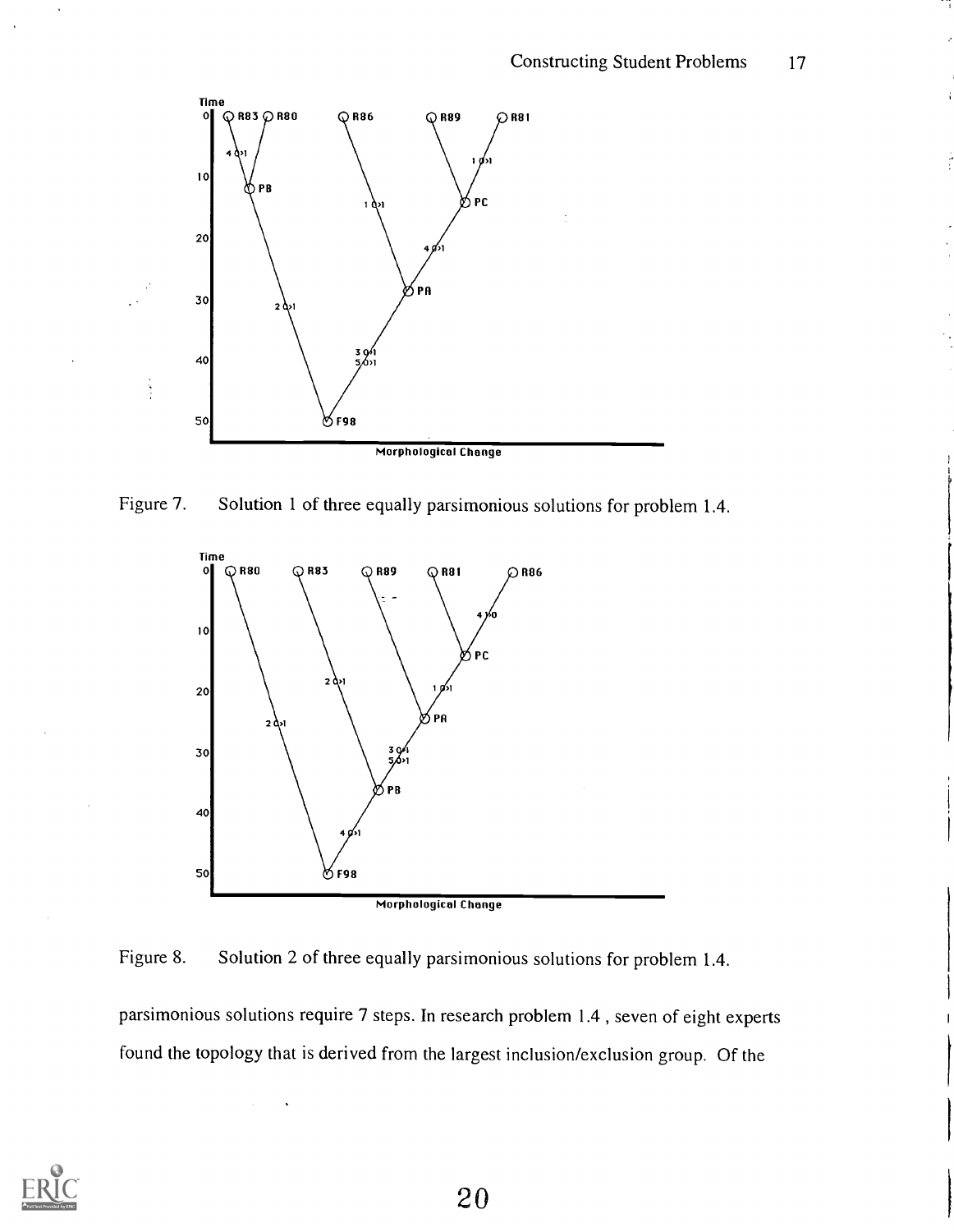Figure 7. Solution 1 of three equally parsimonious solutions for problem 1.4.

Figure 8. Solution 2 of three equally parsimonious solutions for problem 1.4.

parsimonious solutions require 7 steps. In research problem 1.4 , seven of eight experts found the topology that is derived from the largest inclusion/exclusion group. Of the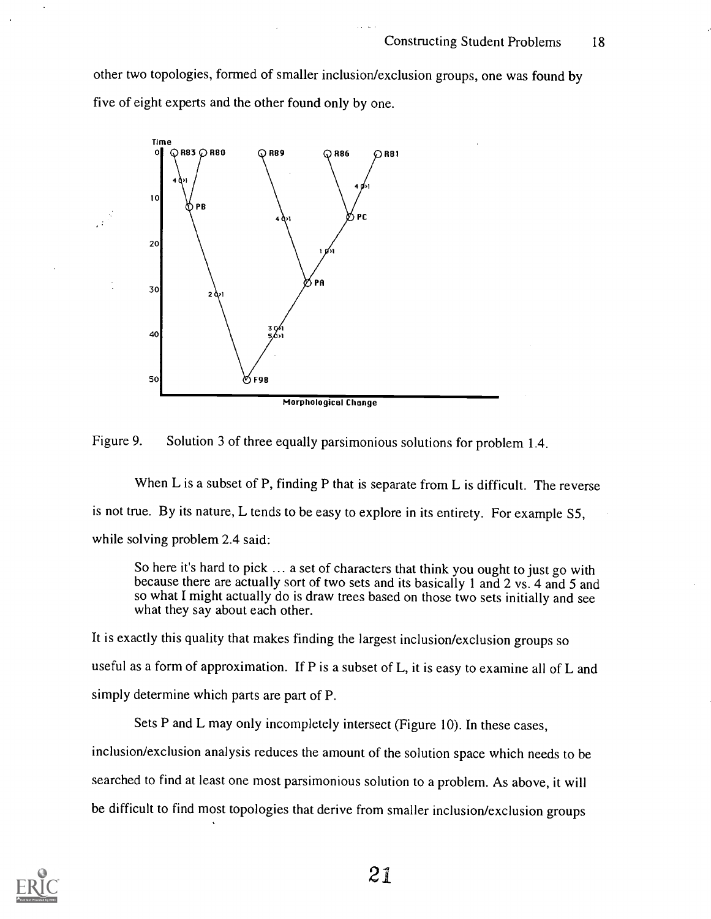other two topologies, formed of smaller inclusion/exclusion groups, one was found by five of eight experts and the other found only by one.

Figure 9. Solution 3 of three equally parsimonious solutions for problem 1.4.

When L is a subset of P, finding P that is separate from L is difficult. The reverse is not true. By its nature, L tends to be easy to explore in its entirety. For example S5, while solving problem 2.4 said:

> So here it's hard to pick … a set of characters that think you ought to just go with because there are actually sort of two sets and its basically 1 and 2 vs. 4 and 5 and so what I might actually do is draw trees based on those two sets initially and see what they say about each other.

It is exactly this quality that makes finding the largest inclusion/exclusion groups so useful as a form of approximation. If P is a subset of L, it is easy to examine all of L and simply determine which parts are part of P.

Sets P and L may only incompletely intersect (Figure 10). In these cases, inclusion/exclusion analysis reduces the amount of the solution space which needs to be searched to find at least one most parsimonious solution to a problem. As above, it will be difficult to find most topologies that derive from smaller inclusion/exclusion groups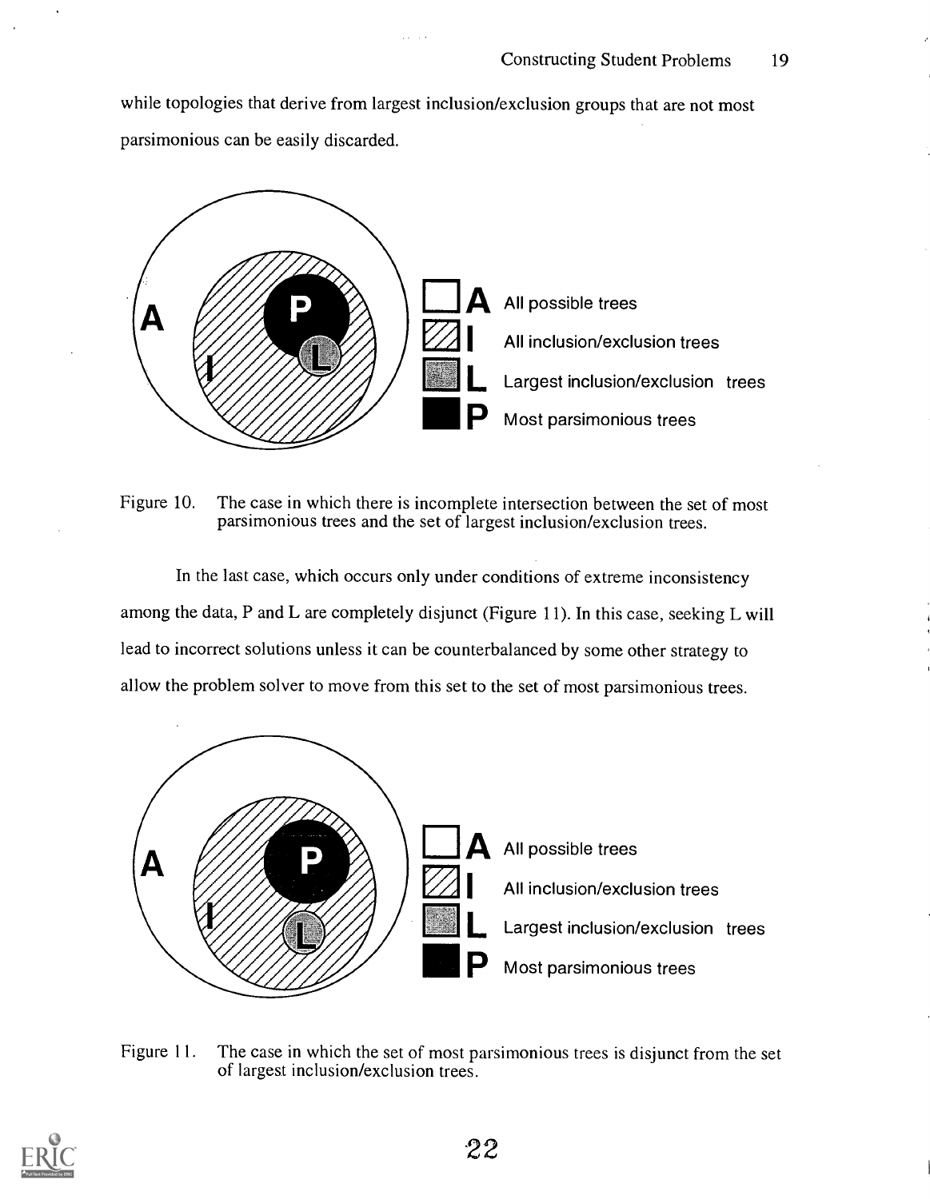while topologies that derive from largest inclusion/exclusion groups that are not most parsimonious can be easily discarded.

Figure 10. The case in which there is incomplete intersection between the set of most parsimonious trees and the set of largest inclusion/exclusion trees.

In the last case, which occurs only under conditions of extreme inconsistency among the data, P and L are completely disjunct (Figure 11). In this case, seeking L will lead to incorrect solutions unless it can be counterbalanced by some other strategy to allow the problem solver to move from this set to the set of most parsimonious trees.

Figure 11. The case in which the set of most parsimonious trees is disjunct from the set of largest inclusion/exclusion trees.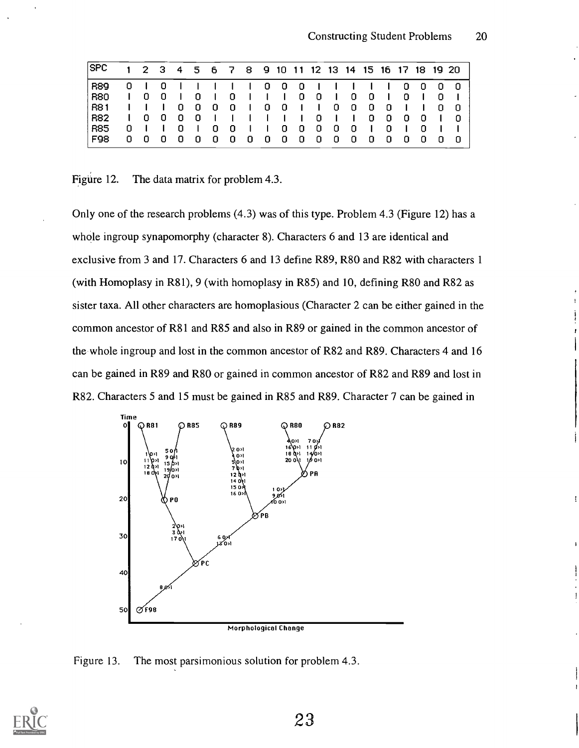| SPC | 1 | 2 | 3 | 4 | 5 | 6 | 7 | 8 | 9 | 10 | 11 | 12 | 13 | 14 | 15 | 16 | 17 | 18 | 19 | 20 |
|---|---|---|---|---|---|---|---|---|---|---|---|---|---|---|---|---|---|---|---|---|
| R89 | 0 | I | 0 | I | I | I | I | I | 0 | 0 | 0 | I | I | I | I | I | 0 | 0 | 0 | 0 |
| R80 | I | 0 | 0 | I | 0 | I | 0 | I | I | I | 0 | 0 | I | 0 | 0 | I | 0 | I | 0 | I |
| R81 | I | I | I | 0 | 0 | 0 | 0 | I | 0 | 0 | I | I | 0 | 0 | 0 | 0 | I | I | 0 | 0 |
| R82 | I | 0 | 0 | 0 | 0 | I | I | I | I | I | I | 0 | I | I | 0 | 0 | 0 | 0 | I | 0 |
| R85 | 0 | I | I | 0 | I | 0 | 0 | I | I | 0 | 0 | 0 | 0 | 0 | I | 0 | I | 0 | I | I |
| F98 | 0 | 0 | 0 | 0 | 0 | 0 | 0 | 0 | 0 | 0 | 0 | 0 | 0 | 0 | 0 | 0 | 0 | 0 | 0 | 0 |

Figure 12. The data matrix for problem 4.3.

Only one of the research problems (4.3) was of this type. Problem 4.3 (Figure 12) has a whole ingroup synapomorphy (character 8). Characters 6 and 13 are identical and exclusive from 3 and 17. Characters 6 and 13 define R89, R80 and R82 with characters 1 (with Homoplasy in R81), 9 (with homoplasy in R85) and 10, defining R80 and R82 as sister taxa. All other characters are homoplasious (Character 2 can be either gained in the common ancestor of R81 and R85 and also in R89 or gained in the common ancestor of the whole ingroup and lost in the common ancestor of R82 and R89. Characters 4 and 16 can be gained in R89 and R80 or gained in common ancestor of R82 and R89 and lost in R82. Characters 5 and 15 must be gained in R85 and R89. Character 7 can be gained in

Figure 13. The most parsimonious solution for problem 4.3.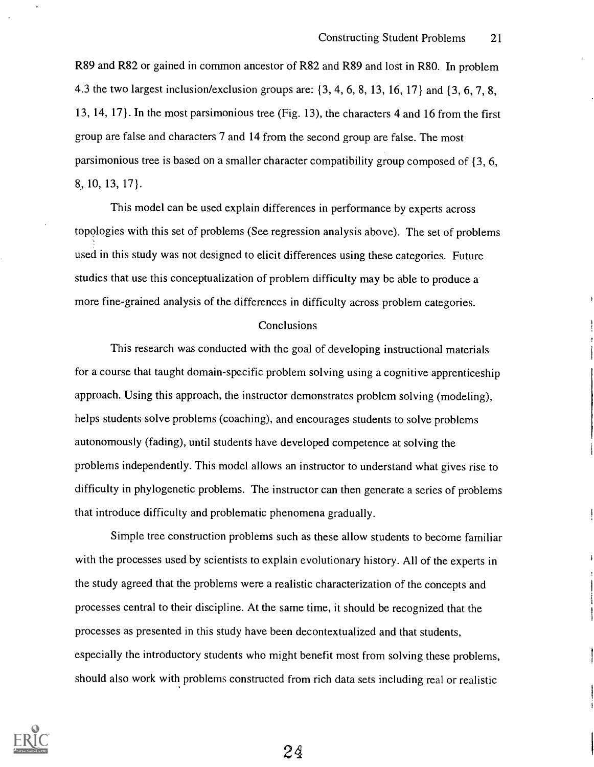R89 and R82 or gained in common ancestor of R82 and R89 and lost in R80. In problem 4.3 the two largest inclusion/exclusion groups are: {3, 4, 6, 8, 13, 16, 17} and {3, 6, 7, 8, 13, 14, 17}. In the most parsimonious tree (Fig. 13), the characters 4 and 16 from the first group are false and characters 7 and 14 from the second group are false. The most parsimonious tree is based on a smaller character compatibility group composed of {3, 6, 8, 10, 13, 17}.

This model can be used explain differences in performance by experts across topologies with this set of problems (See regression analysis above). The set of problems used in this study was not designed to elicit differences using these categories. Future studies that use this conceptualization of problem difficulty may be able to produce a more fine-grained analysis of the differences in difficulty across problem categories.

## Conclusions

This research was conducted with the goal of developing instructional materials for a course that taught domain-specific problem solving using a cognitive apprenticeship approach. Using this approach, the instructor demonstrates problem solving (modeling), helps students solve problems (coaching), and encourages students to solve problems autonomously (fading), until students have developed competence at solving the problems independently. This model allows an instructor to understand what gives rise to difficulty in phylogenetic problems. The instructor can then generate a series of problems that introduce difficulty and problematic phenomena gradually.

Simple tree construction problems such as these allow students to become familiar with the processes used by scientists to explain evolutionary history. All of the experts in the study agreed that the problems were a realistic characterization of the concepts and processes central to their discipline. At the same time, it should be recognized that the processes as presented in this study have been decontextualized and that students, especially the introductory students who might benefit most from solving these problems, should also work with problems constructed from rich data sets including real or realistic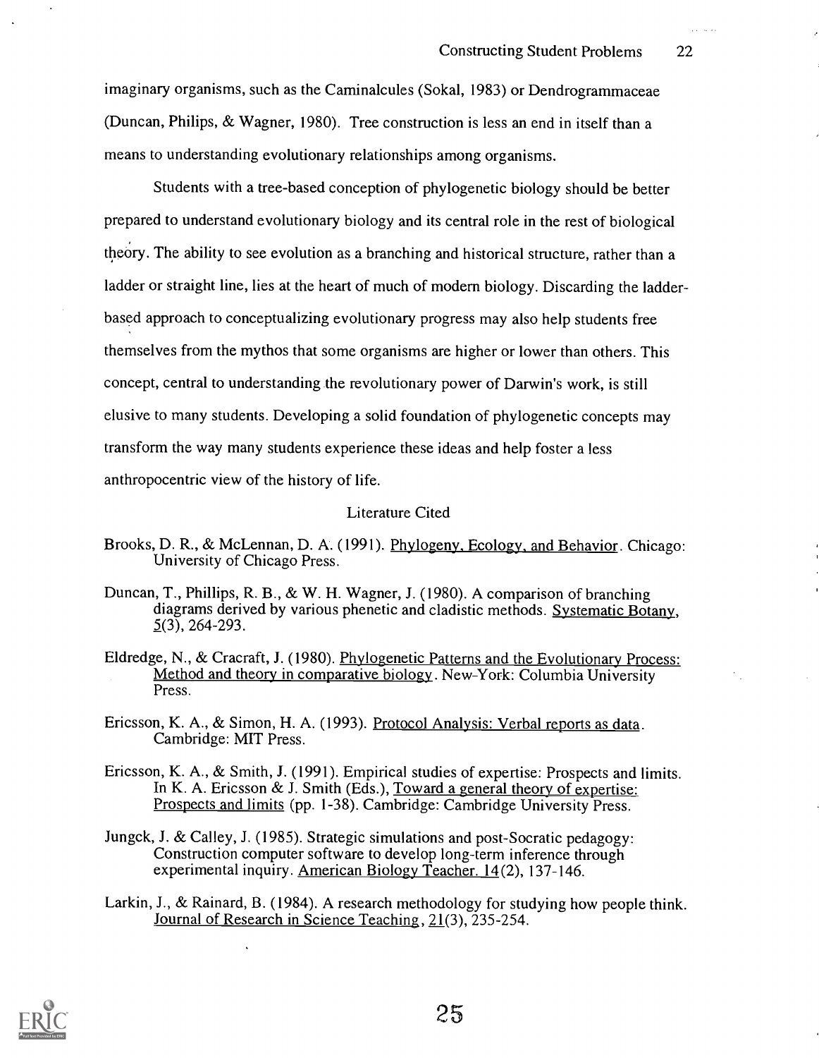imaginary organisms, such as the Caminalcules (Sokal, 1983) or Dendrogrammaceae (Duncan, Philips, & Wagner, 1980). Tree construction is less an end in itself than a means to understanding evolutionary relationships among organisms.

Students with a tree-based conception of phylogenetic biology should be better prepared to understand evolutionary biology and its central role in the rest of biological theory. The ability to see evolution as a branching and historical structure, rather than a ladder or straight line, lies at the heart of much of modern biology. Discarding the ladder-based approach to conceptualizing evolutionary progress may also help students free themselves from the mythos that some organisms are higher or lower than others. This concept, central to understanding the revolutionary power of Darwin's work, is still elusive to many students. Developing a solid foundation of phylogenetic concepts may transform the way many students experience these ideas and help foster a less anthropocentric view of the history of life.

## Literature Cited

Brooks, D. R., & McLennan, D. A. (1991). Phylogeny, Ecology, and Behavior. Chicago: University of Chicago Press.

Duncan, T., Phillips, R. B., & W. H. Wagner, J. (1980). A comparison of branching diagrams derived by various phenetic and cladistic methods. Systematic Botany, 5(3), 264-293.

Eldredge, N., & Cracraft, J. (1980). Phylogenetic Patterns and the Evolutionary Process: Method and theory in comparative biology. New-York: Columbia University Press.

Ericsson, K. A., & Simon, H. A. (1993). Protocol Analysis: Verbal reports as data. Cambridge: MIT Press.

Ericsson, K. A., & Smith, J. (1991). Empirical studies of expertise: Prospects and limits. In K. A. Ericsson & J. Smith (Eds.), Toward a general theory of expertise: Prospects and limits (pp. 1-38). Cambridge: Cambridge University Press.

Jungck, J. & Calley, J. (1985). Strategic simulations and post-Socratic pedagogy: Construction computer software to develop long-term inference through experimental inquiry. American Biology Teacher. 14(2), 137-146.

Larkin, J., & Rainard, B. (1984). A research methodology for studying how people think. Journal of Research in Science Teaching, 21(3), 235-254.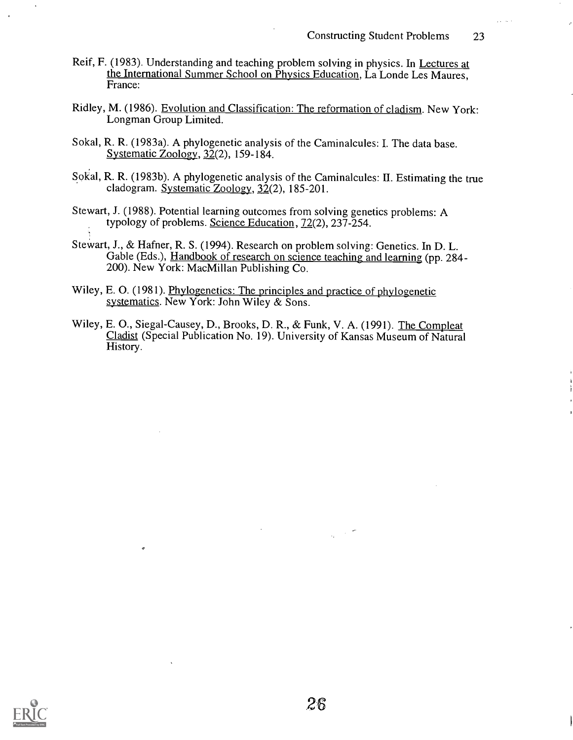Reif, F. (1983). Understanding and teaching problem solving in physics. In Lectures at the International Summer School on Physics Education, La Londe Les Maures, France:

Ridley, M. (1986). Evolution and Classification: The reformation of cladism. New York: Longman Group Limited.

Sokal, R. R. (1983a). A phylogenetic analysis of the Caminalcules: I. The data base. Systematic Zoology, 32(2), 159-184.

Sokal, R. R. (1983b). A phylogenetic analysis of the Caminalcules: II. Estimating the true cladogram. Systematic Zoology, 32(2), 185-201.

Stewart, J. (1988). Potential learning outcomes from solving genetics problems: A typology of problems. Science Education, 72(2), 237-254.

Stewart, J., & Hafner, R. S. (1994). Research on problem solving: Genetics. In D. L. Gable (Eds.), Handbook of research on science teaching and learning (pp. 284-200). New York: MacMillan Publishing Co.

Wiley, E. O. (1981). Phylogenetics: The principles and practice of phylogenetic systematics. New York: John Wiley & Sons.

Wiley, E. O., Siegal-Causey, D., Brooks, D. R., & Funk, V. A. (1991). The Compleat Cladist (Special Publication No. 19). University of Kansas Museum of Natural History.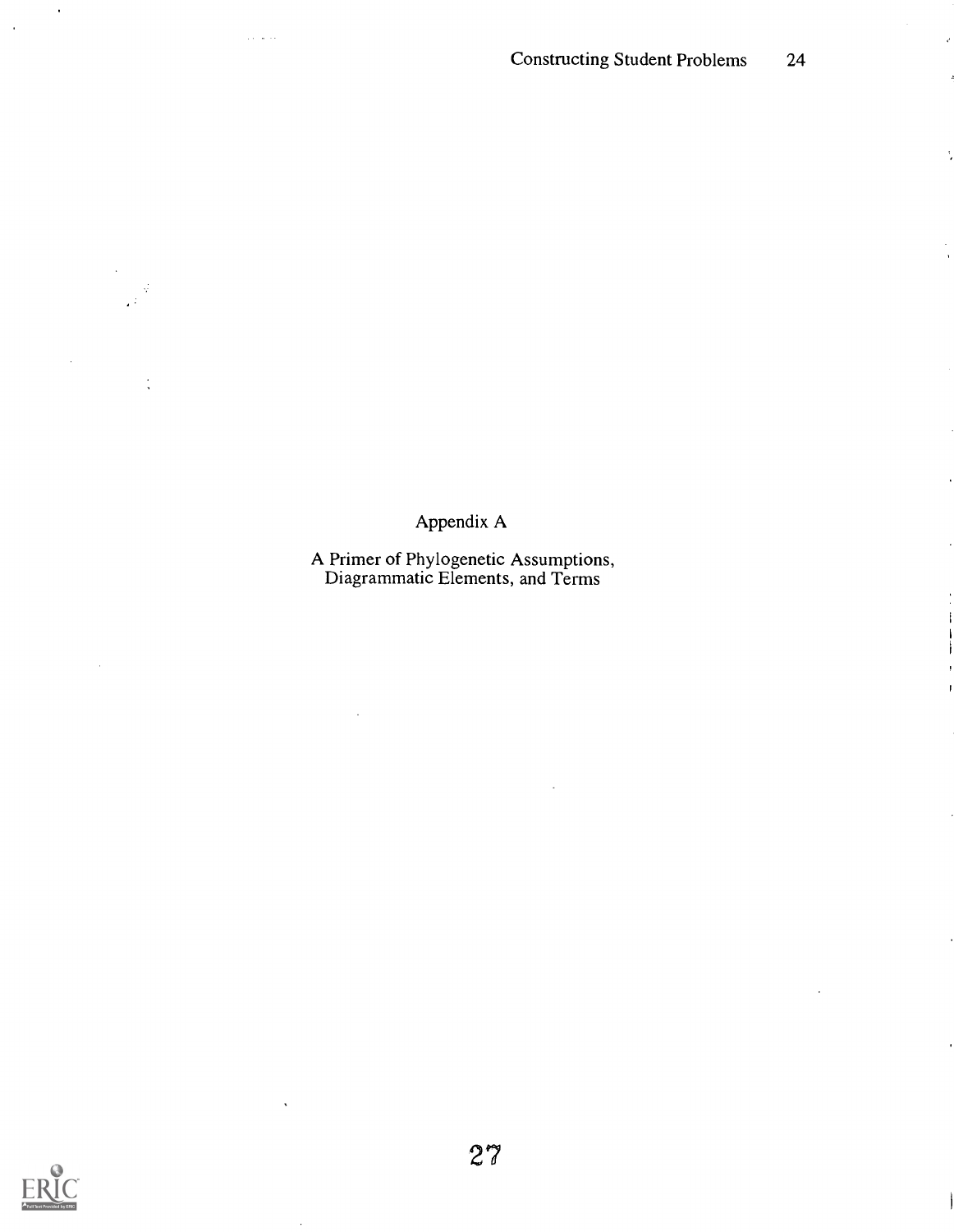# Appendix A

## A Primer of Phylogenetic Assumptions, Diagrammatic Elements, and Terms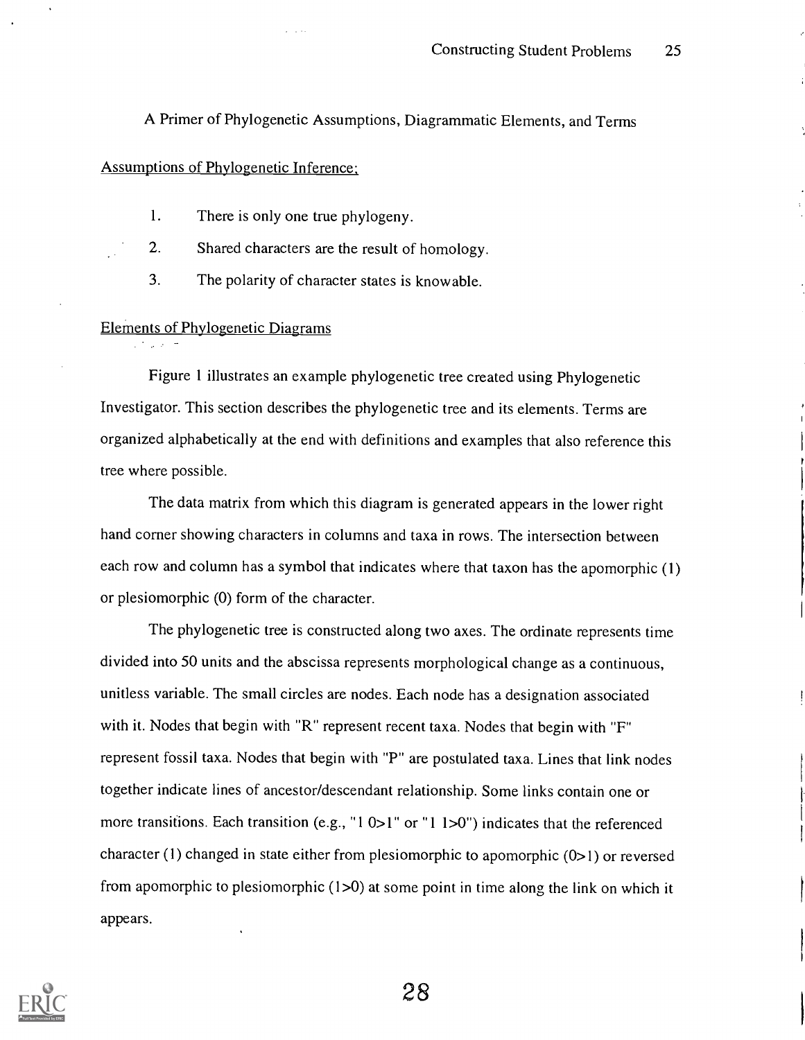## A Primer of Phylogenetic Assumptions, Diagrammatic Elements, and Terms

### Assumptions of Phylogenetic Inference:

1. There is only one true phylogeny.
2. Shared characters are the result of homology.
3. The polarity of character states is knowable.

### Elements of Phylogenetic Diagrams

Figure 1 illustrates an example phylogenetic tree created using Phylogenetic Investigator. This section describes the phylogenetic tree and its elements. Terms are organized alphabetically at the end with definitions and examples that also reference this tree where possible.

The data matrix from which this diagram is generated appears in the lower right hand corner showing characters in columns and taxa in rows. The intersection between each row and column has a symbol that indicates where that taxon has the apomorphic (1) or plesiomorphic (0) form of the character.

The phylogenetic tree is constructed along two axes. The ordinate represents time divided into 50 units and the abscissa represents morphological change as a continuous, unitless variable. The small circles are nodes. Each node has a designation associated with it. Nodes that begin with "R" represent recent taxa. Nodes that begin with "F" represent fossil taxa. Nodes that begin with "P" are postulated taxa. Lines that link nodes together indicate lines of ancestor/descendant relationship. Some links contain one or more transitions. Each transition (e.g., "1 0>1" or "1 1>0") indicates that the referenced character (1) changed in state either from plesiomorphic to apomorphic (0>1) or reversed from apomorphic to plesiomorphic (1>0) at some point in time along the link on which it appears.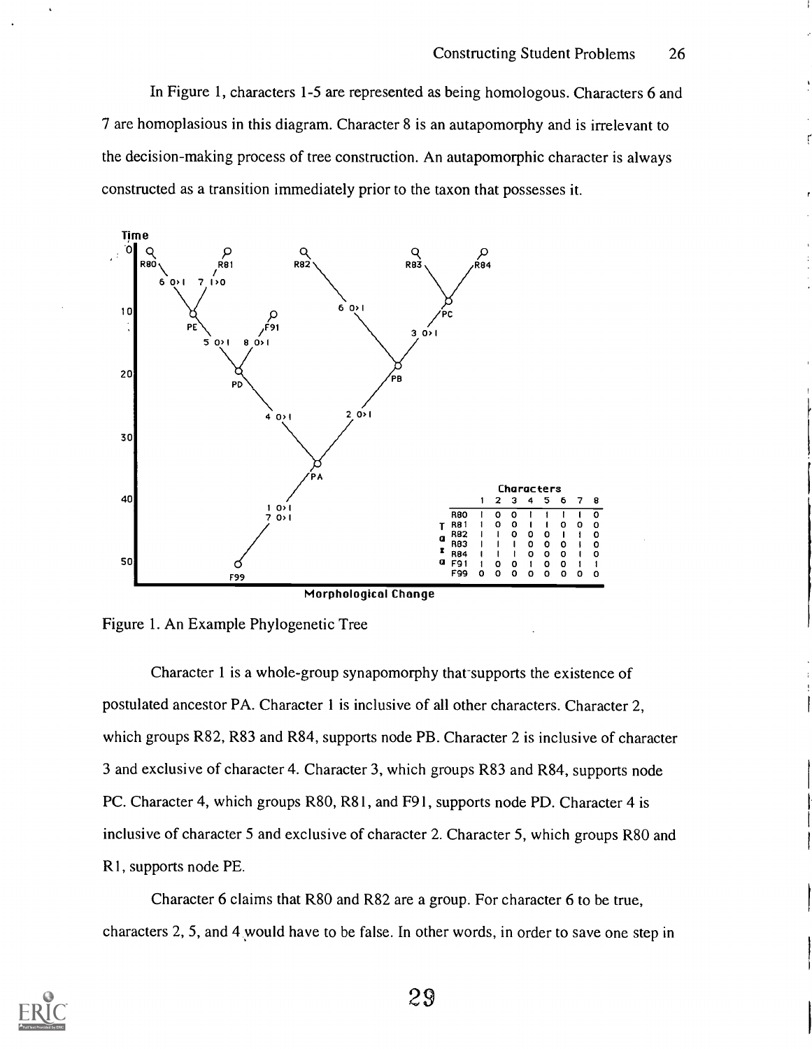In Figure 1, characters 1-5 are represented as being homologous. Characters 6 and 7 are homoplasious in this diagram. Character 8 is an autapomorphy and is irrelevant to the decision-making process of tree construction. An autapomorphic character is always constructed as a transition immediately prior to the taxon that possesses it.

| Taxa | 1 | 2 | 3 | 4 | 5 | 6 | 7 | 8 |
|---|---|---|---|---|---|---|---|---|
| R80 | 1 | 0 | 0 | 1 | 1 | 1 | 1 | 0 |
| R81 | 1 | 0 | 0 | 1 | 1 | 0 | 0 | 0 |
| R82 | 1 | 1 | 0 | 0 | 0 | 1 | 1 | 0 |
| R83 | 1 | 1 | 1 | 0 | 0 | 0 | 1 | 0 |
| R84 | 1 | 1 | 1 | 0 | 0 | 0 | 1 | 0 |
| F91 | 1 | 0 | 0 | 1 | 0 | 0 | 1 | 1 |
| F99 | 0 | 0 | 0 | 0 | 0 | 0 | 0 | 0 |

Figure 1. An Example Phylogenetic Tree

Character 1 is a whole-group synapomorphy that supports the existence of postulated ancestor PA. Character 1 is inclusive of all other characters. Character 2, which groups R82, R83 and R84, supports node PB. Character 2 is inclusive of character 3 and exclusive of character 4. Character 3, which groups R83 and R84, supports node PC. Character 4, which groups R80, R81, and F91, supports node PD. Character 4 is inclusive of character 5 and exclusive of character 2. Character 5, which groups R80 and R1, supports node PE.

Character 6 claims that R80 and R82 are a group. For character 6 to be true, characters 2, 5, and 4 would have to be false. In other words, in order to save one step in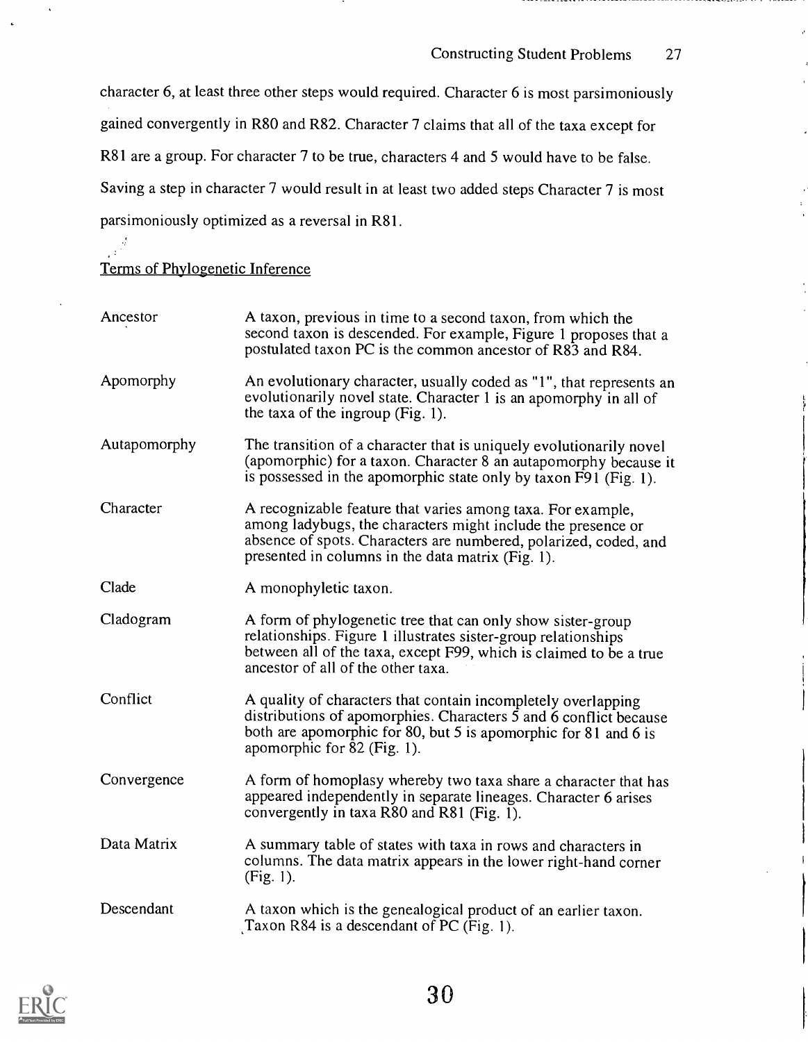character 6, at least three other steps would required. Character 6 is most parsimoniously gained convergently in R80 and R82. Character 7 claims that all of the taxa except for R81 are a group. For character 7 to be true, characters 4 and 5 would have to be false. Saving a step in character 7 would result in at least two added steps Character 7 is most parsimoniously optimized as a reversal in R81.

## Terms of Phylogenetic Inference

| | |
|---|---|
| Ancestor | A taxon, previous in time to a second taxon, from which the second taxon is descended. For example, Figure 1 proposes that a postulated taxon PC is the common ancestor of R83 and R84. |
| Apomorphy | An evolutionary character, usually coded as "1", that represents an evolutionarily novel state. Character 1 is an apomorphy in all of the taxa of the ingroup (Fig. 1). |
| Autapomorphy | The transition of a character that is uniquely evolutionarily novel (apomorphic) for a taxon. Character 8 an autapomorphy because it is possessed in the apomorphic state only by taxon F91 (Fig. 1). |
| Character | A recognizable feature that varies among taxa. For example, among ladybugs, the characters might include the presence or absence of spots. Characters are numbered, polarized, coded, and presented in columns in the data matrix (Fig. 1). |
| Clade | A monophyletic taxon. |
| Cladogram | A form of phylogenetic tree that can only show sister-group relationships. Figure 1 illustrates sister-group relationships between all of the taxa, except F99, which is claimed to be a true ancestor of all of the other taxa. |
| Conflict | A quality of characters that contain incompletely overlapping distributions of apomorphies. Characters 5 and 6 conflict because both are apomorphic for 80, but 5 is apomorphic for 81 and 6 is apomorphic for 82 (Fig. 1). |
| Convergence | A form of homoplasy whereby two taxa share a character that has appeared independently in separate lineages. Character 6 arises convergently in taxa R80 and R81 (Fig. 1). |
| Data Matrix | A summary table of states with taxa in rows and characters in columns. The data matrix appears in the lower right-hand corner (Fig. 1). |
| Descendant | A taxon which is the genealogical product of an earlier taxon. Taxon R84 is a descendant of PC (Fig. 1). |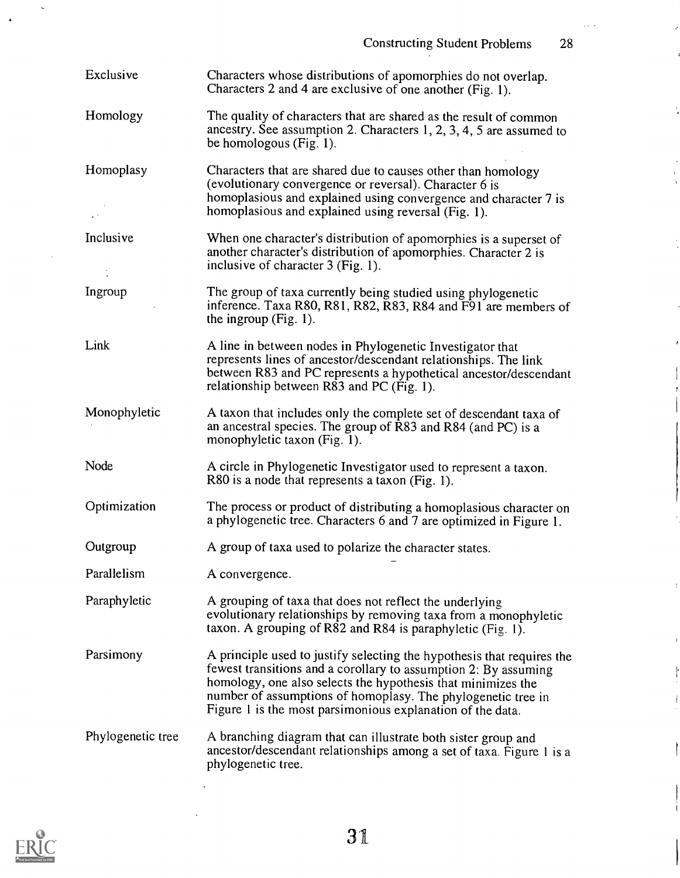| | |
|---|---|
| Exclusive | Characters whose distributions of apomorphies do not overlap. Characters 2 and 4 are exclusive of one another (Fig. 1). |
| Homology | The quality of characters that are shared as the result of common ancestry. See assumption 2. Characters 1, 2, 3, 4, 5 are assumed to be homologous (Fig. 1). |
| Homoplasy | Characters that are shared due to causes other than homology (evolutionary convergence or reversal). Character 6 is homoplasious and explained using convergence and character 7 is homoplasious and explained using reversal (Fig. 1). |
| Inclusive | When one character's distribution of apomorphies is a superset of another character's distribution of apomorphies. Character 2 is inclusive of character 3 (Fig. 1). |
| Ingroup | The group of taxa currently being studied using phylogenetic inference. Taxa R80, R81, R82, R83, R84 and F91 are members of the ingroup (Fig. 1). |
| Link | A line in between nodes in Phylogenetic Investigator that represents lines of ancestor/descendant relationships. The link between R83 and PC represents a hypothetical ancestor/descendant relationship between R83 and PC (Fig. 1). |
| Monophyletic | A taxon that includes only the complete set of descendant taxa of an ancestral species. The group of R83 and R84 (and PC) is a monophyletic taxon (Fig. 1). |
| Node | A circle in Phylogenetic Investigator used to represent a taxon. R80 is a node that represents a taxon (Fig. 1). |
| Optimization | The process or product of distributing a homoplasious character on a phylogenetic tree. Characters 6 and 7 are optimized in Figure 1. |
| Outgroup | A group of taxa used to polarize the character states. |
| Parallelism | A convergence. |
| Paraphyletic | A grouping of taxa that does not reflect the underlying evolutionary relationships by removing taxa from a monophyletic taxon. A grouping of R82 and R84 is paraphyletic (Fig. 1). |
| Parsimony | A principle used to justify selecting the hypothesis that requires the fewest transitions and a corollary to assumption 2: By assuming homology, one also selects the hypothesis that minimizes the number of assumptions of homoplasy. The phylogenetic tree in Figure 1 is the most parsimonious explanation of the data. |
| Phylogenetic tree | A branching diagram that can illustrate both sister group and ancestor/descendant relationships among a set of taxa. Figure 1 is a phylogenetic tree. |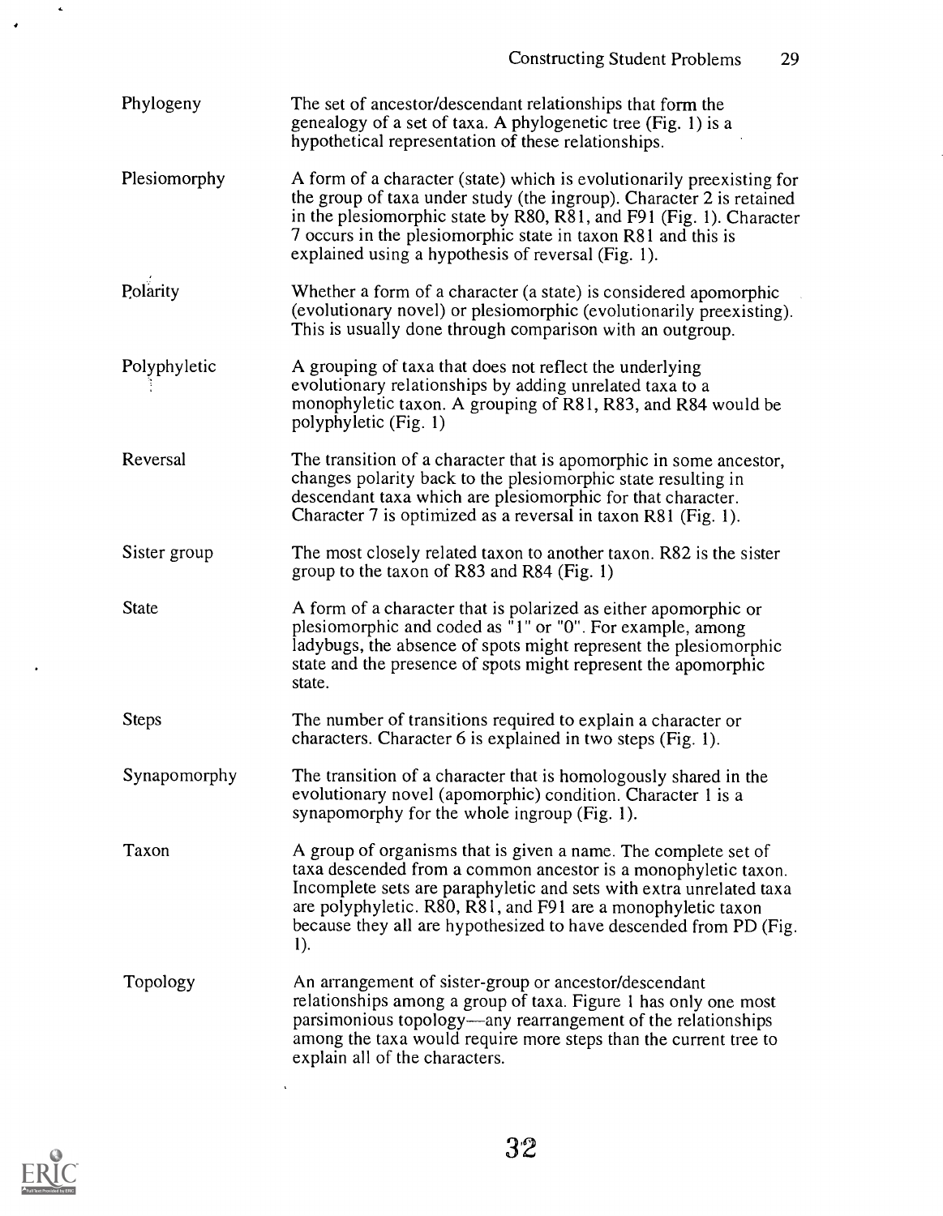**Phylogeny** — The set of ancestor/descendant relationships that form the genealogy of a set of taxa. A phylogenetic tree (Fig. 1) is a hypothetical representation of these relationships.

**Plesiomorphy** — A form of a character (state) which is evolutionarily preexisting for the group of taxa under study (the ingroup). Character 2 is retained in the plesiomorphic state by R80, R81, and F91 (Fig. 1). Character 7 occurs in the plesiomorphic state in taxon R81 and this is explained using a hypothesis of reversal (Fig. 1).

**Polarity** — Whether a form of a character (a state) is considered apomorphic (evolutionary novel) or plesiomorphic (evolutionarily preexisting). This is usually done through comparison with an outgroup.

**Polyphyletic** — A grouping of taxa that does not reflect the underlying evolutionary relationships by adding unrelated taxa to a monophyletic taxon. A grouping of R81, R83, and R84 would be polyphyletic (Fig. 1)

**Reversal** — The transition of a character that is apomorphic in some ancestor, changes polarity back to the plesiomorphic state resulting in descendant taxa which are plesiomorphic for that character. Character 7 is optimized as a reversal in taxon R81 (Fig. 1).

**Sister group** — The most closely related taxon to another taxon. R82 is the sister group to the taxon of R83 and R84 (Fig. 1)

**State** — A form of a character that is polarized as either apomorphic or plesiomorphic and coded as "1" or "0". For example, among ladybugs, the absence of spots might represent the plesiomorphic state and the presence of spots might represent the apomorphic state.

**Steps** — The number of transitions required to explain a character or characters. Character 6 is explained in two steps (Fig. 1).

**Synapomorphy** — The transition of a character that is homologously shared in the evolutionary novel (apomorphic) condition. Character 1 is a synapomorphy for the whole ingroup (Fig. 1).

**Taxon** — A group of organisms that is given a name. The complete set of taxa descended from a common ancestor is a monophyletic taxon. Incomplete sets are paraphyletic and sets with extra unrelated taxa are polyphyletic. R80, R81, and F91 are a monophyletic taxon because they all are hypothesized to have descended from PD (Fig. 1).

**Topology** — An arrangement of sister-group or ancestor/descendant relationships among a group of taxa. Figure 1 has only one most parsimonious topology—any rearrangement of the relationships among the taxa would require more steps than the current tree to explain all of the characters.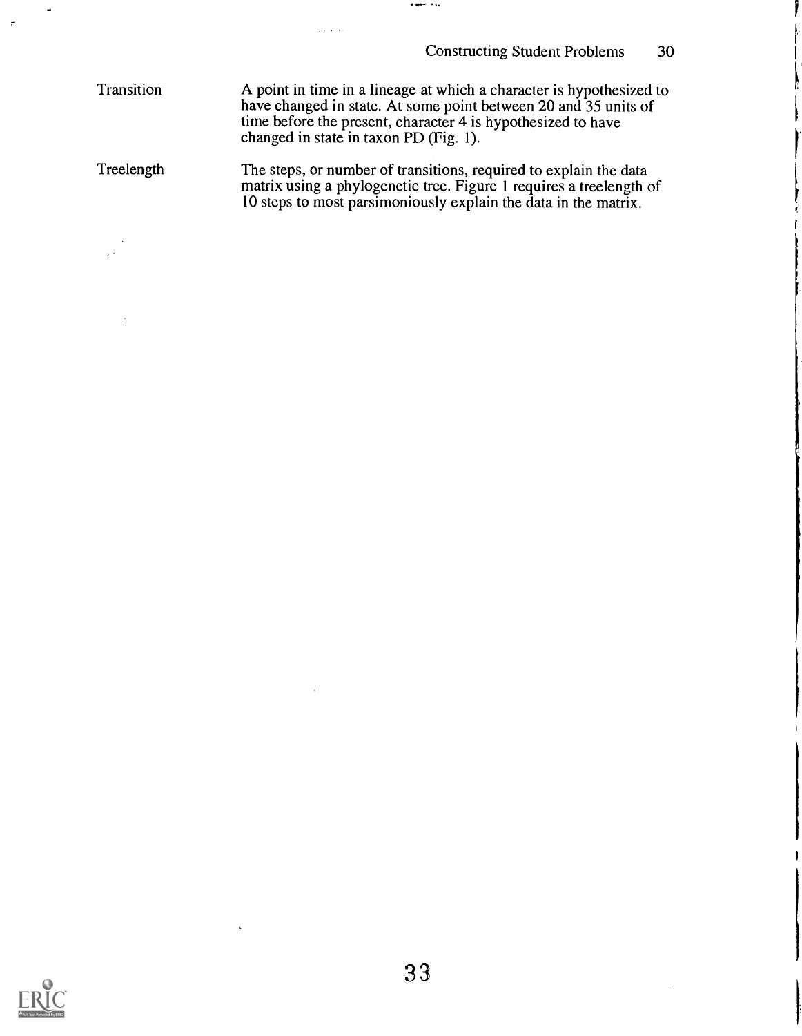**Transition** A point in time in a lineage at which a character is hypothesized to have changed in state. At some point between 20 and 35 units of time before the present, character 4 is hypothesized to have changed in state in taxon PD (Fig. 1).

**Treelength** The steps, or number of transitions, required to explain the data matrix using a phylogenetic tree. Figure 1 requires a treelength of 10 steps to most parsimoniously explain the data in the matrix.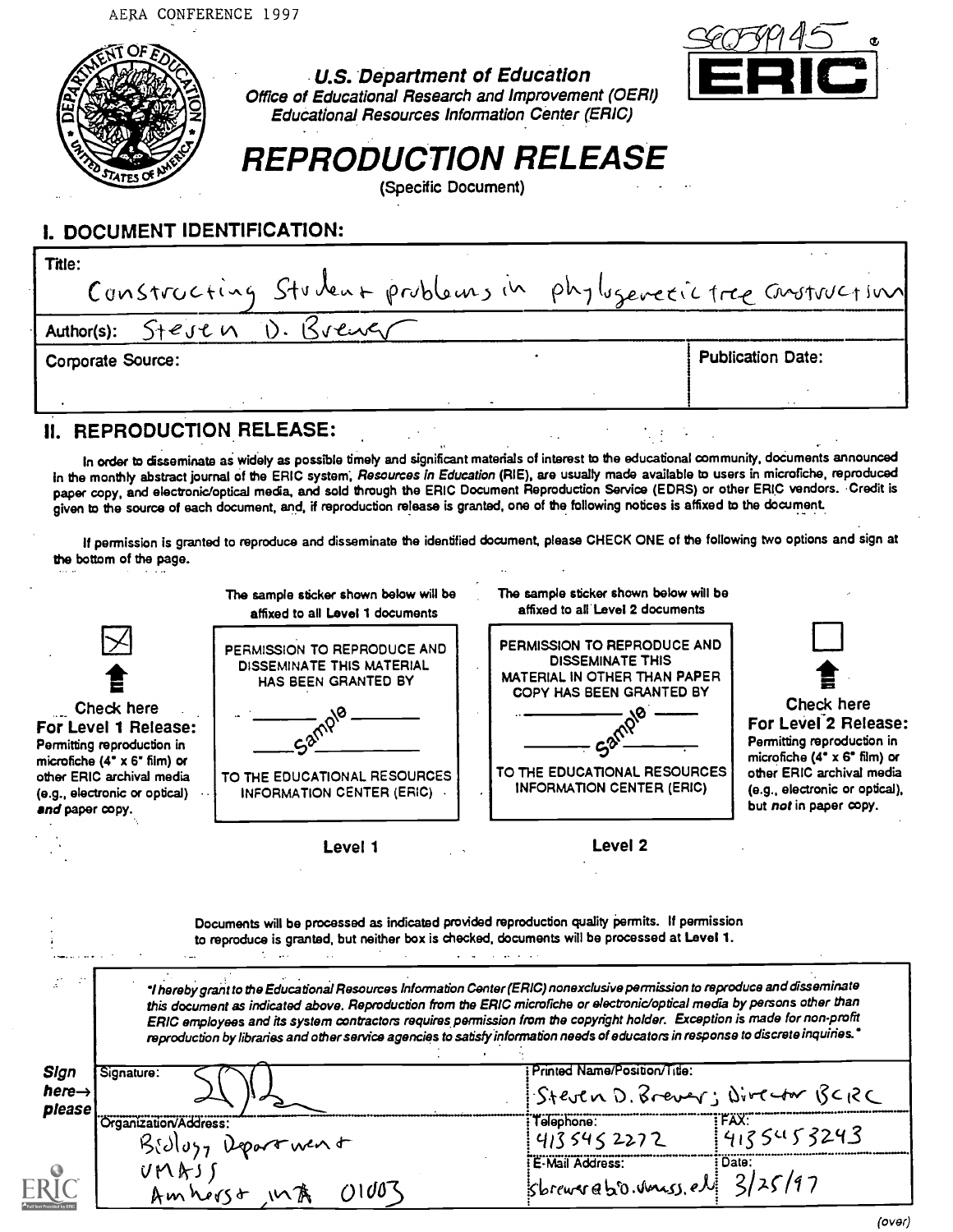AERA CONFERENCE 1997

SE059945

**U.S. Department of Education**
*Office of Educational Research and Improvement (OERI)*
*Educational Resources Information Center (ERIC)*

# REPRODUCTION RELEASE

(Specific Document)

## I. DOCUMENT IDENTIFICATION:

Title: Constructing Student problems in phylogenetic tree construction

Author(s): Steven D. Brewer

Corporate Source:

Publication Date:

## II. REPRODUCTION RELEASE:

In order to disseminate as widely as possible timely and significant materials of interest to the educational community, documents announced in the monthly abstract journal of the ERIC system, *Resources in Education* (RIE), are usually made available to users in microfiche, reproduced paper copy, and electronic/optical media, and sold through the ERIC Document Reproduction Service (EDRS) or other ERIC vendors. Credit is given to the source of each document, and, if reproduction release is granted, one of the following notices is affixed to the document.

If permission is granted to reproduce and disseminate the identified document, please CHECK ONE of the following two options and sign at the bottom of the page.

[X] **Check here For Level 1 Release:** Permitting reproduction in microfiche (4" x 6" film) or other ERIC archival media (e.g., electronic or optical) *and* paper copy.

The sample sticker shown below will be affixed to all Level 1 documents

PERMISSION TO REPRODUCE AND DISSEMINATE THIS MATERIAL HAS BEEN GRANTED BY

Sample

TO THE EDUCATIONAL RESOURCES INFORMATION CENTER (ERIC)

**Level 1**

The sample sticker shown below will be affixed to all Level 2 documents

PERMISSION TO REPRODUCE AND DISSEMINATE THIS MATERIAL IN OTHER THAN PAPER COPY HAS BEEN GRANTED BY

Sample

TO THE EDUCATIONAL RESOURCES INFORMATION CENTER (ERIC)

**Level 2**

[ ] **Check here For Level 2 Release:** Permitting reproduction in microfiche (4" x 6" film) or other ERIC archival media (e.g., electronic or optical), but *not* in paper copy.

Documents will be processed as indicated provided reproduction quality permits. If permission to reproduce is granted, but neither box is checked, documents will be processed at Level 1.

*"I hereby grant to the Educational Resources Information Center (ERIC) nonexclusive permission to reproduce and disseminate this document as indicated above. Reproduction from the ERIC microfiche or electronic/optical media by persons other than ERIC employees and its system contractors requires permission from the copyright holder. Exception is made for non-profit reproduction by libraries and other service agencies to satisfy information needs of educators in response to discrete inquiries."*

**Sign here→ please**

| Signature: [signature] | Printed Name/Position/Title: Steven D. Brewer; Director BCRC | |
|---|---|---|
| Organization/Address: Biology Department UMASS Amherst MA 01003 | Telephone: 413 545 2272 | FAX: 413 545 3243 |
| | E-Mail Address: sbrewer@bio.umass.edu | Date: 3/25/97 |

(over)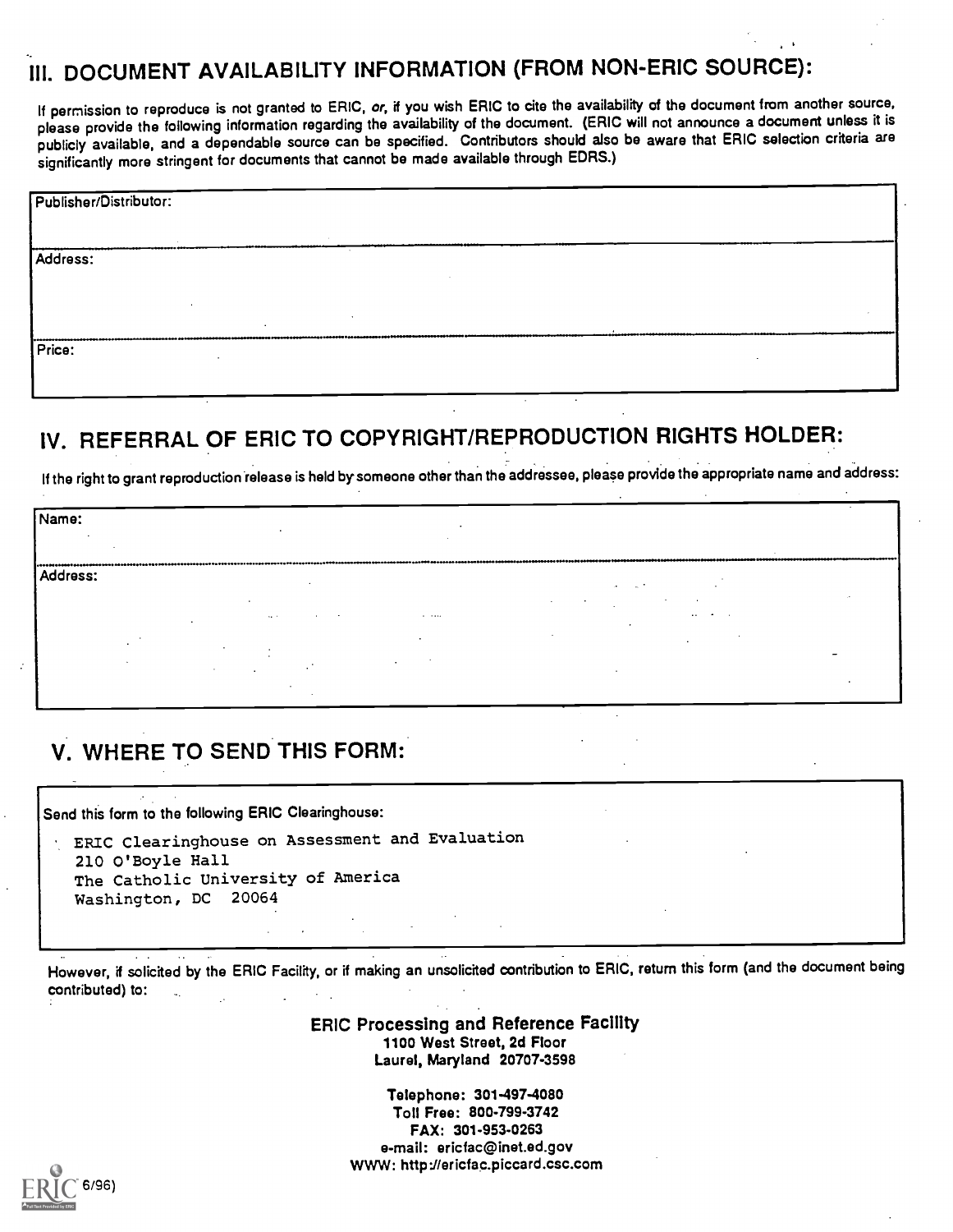## III. DOCUMENT AVAILABILITY INFORMATION (FROM NON-ERIC SOURCE):

If permission to reproduce is not granted to ERIC, *or*, if you wish ERIC to cite the availability of the document from another source, please provide the following information regarding the availability of the document. (ERIC will not announce a document unless it is publicly available, and a dependable source can be specified. Contributors should also be aware that ERIC selection criteria are significantly more stringent for documents that cannot be made available through EDRS.)

Publisher/Distributor:

Address:

Price:

## IV. REFERRAL OF ERIC TO COPYRIGHT/REPRODUCTION RIGHTS HOLDER:

If the right to grant reproduction release is held by someone other than the addressee, please provide the appropriate name and address:

Name:

Address:

## V. WHERE TO SEND THIS FORM:

Send this form to the following ERIC Clearinghouse:

ERIC Clearinghouse on Assessment and Evaluation
210 O'Boyle Hall
The Catholic University of America
Washington, DC 20064

However, if solicited by the ERIC Facility, or if making an unsolicited contribution to ERIC, return this form (and the document being contributed) to:

**ERIC Processing and Reference Facility**
**1100 West Street, 2d Floor**
**Laurel, Maryland 20707-3598**

**Telephone: 301-497-4080**
**Toll Free: 800-799-3742**
**FAX: 301-953-0263**
**e-mail: ericfac@inet.ed.gov**
**WWW: http://ericfac.piccard.csc.com**

6/96)